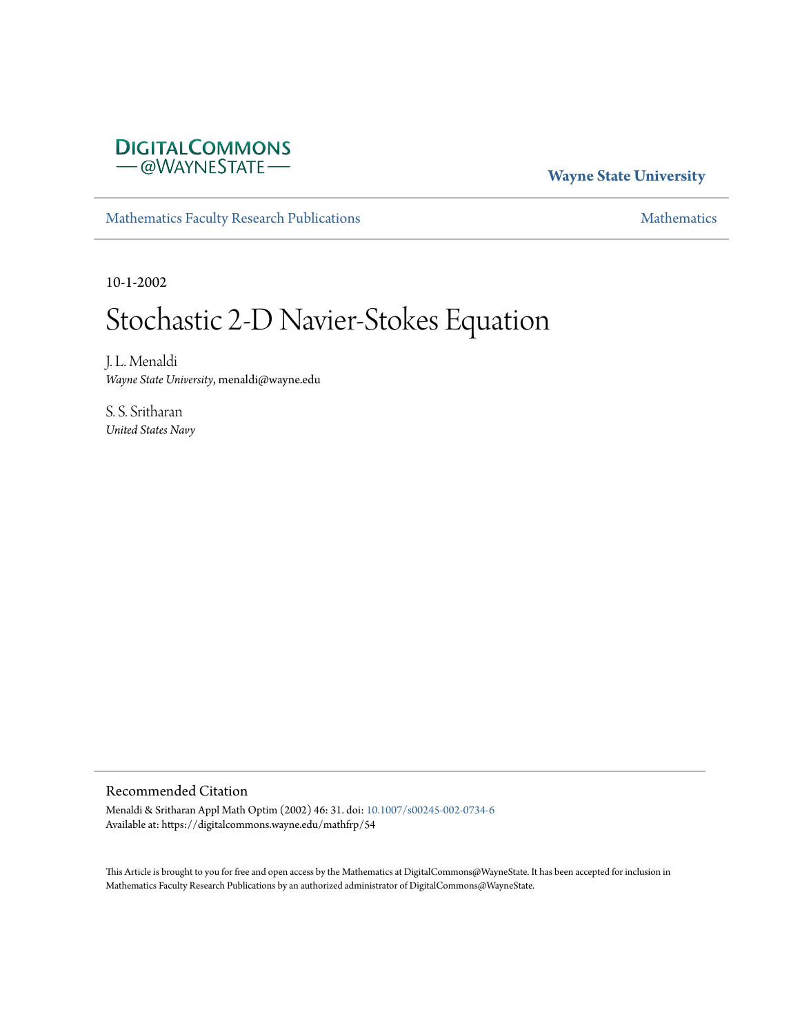DigitalCommons@WayneState

**Wayne State University**

Mathematics Faculty Research Publications

Mathematics

10-1-2002

# Stochastic 2-D Navier-Stokes Equation

J. L. Menaldi
*Wayne State University*, menaldi@wayne.edu

S. S. Sritharan
*United States Navy*

## Recommended Citation

Menaldi & Sritharan Appl Math Optim (2002) 46: 31. doi: 10.1007/s00245-002-0734-6
Available at: https://digitalcommons.wayne.edu/mathfrp/54

This Article is brought to you for free and open access by the Mathematics at DigitalCommons@WayneState. It has been accepted for inclusion in Mathematics Faculty Research Publications by an authorized administrator of DigitalCommons@WayneState.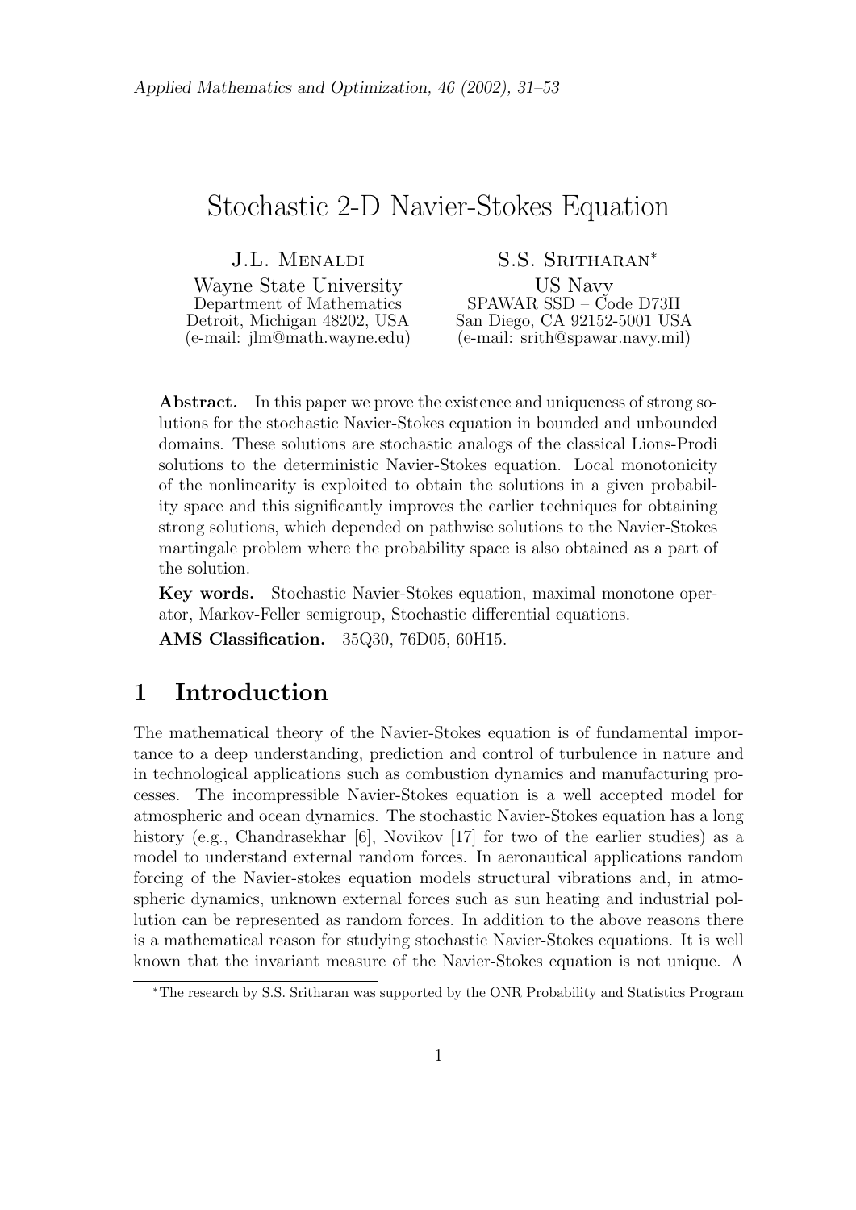*Applied Mathematics and Optimization, 46 (2002), 31–53*

# Stochastic 2-D Navier-Stokes Equation

J.L. Menaldi
Wayne State University
Department of Mathematics
Detroit, Michigan 48202, USA
(e-mail: jlm@math.wayne.edu)

S.S. Sritharan*
US Navy
SPAWAR SSD – Code D73H
San Diego, CA 92152-5001 USA
(e-mail: srith@spawar.navy.mil)

**Abstract.** In this paper we prove the existence and uniqueness of strong solutions for the stochastic Navier-Stokes equation in bounded and unbounded domains. These solutions are stochastic analogs of the classical Lions-Prodi solutions to the deterministic Navier-Stokes equation. Local monotonicity of the nonlinearity is exploited to obtain the solutions in a given probability space and this significantly improves the earlier techniques for obtaining strong solutions, which depended on pathwise solutions to the Navier-Stokes martingale problem where the probability space is also obtained as a part of the solution.

**Key words.** Stochastic Navier-Stokes equation, maximal monotone operator, Markov-Feller semigroup, Stochastic differential equations.

**AMS Classification.** 35Q30, 76D05, 60H15.

## 1 Introduction

The mathematical theory of the Navier-Stokes equation is of fundamental importance to a deep understanding, prediction and control of turbulence in nature and in technological applications such as combustion dynamics and manufacturing processes. The incompressible Navier-Stokes equation is a well accepted model for atmospheric and ocean dynamics. The stochastic Navier-Stokes equation has a long history (e.g., Chandrasekhar [6], Novikov [17] for two of the earlier studies) as a model to understand external random forces. In aeronautical applications random forcing of the Navier-stokes equation models structural vibrations and, in atmospheric dynamics, unknown external forces such as sun heating and industrial pollution can be represented as random forces. In addition to the above reasons there is a mathematical reason for studying stochastic Navier-Stokes equations. It is well known that the invariant measure of the Navier-Stokes equation is not unique. A

*The research by S.S. Sritharan was supported by the ONR Probability and Statistics Program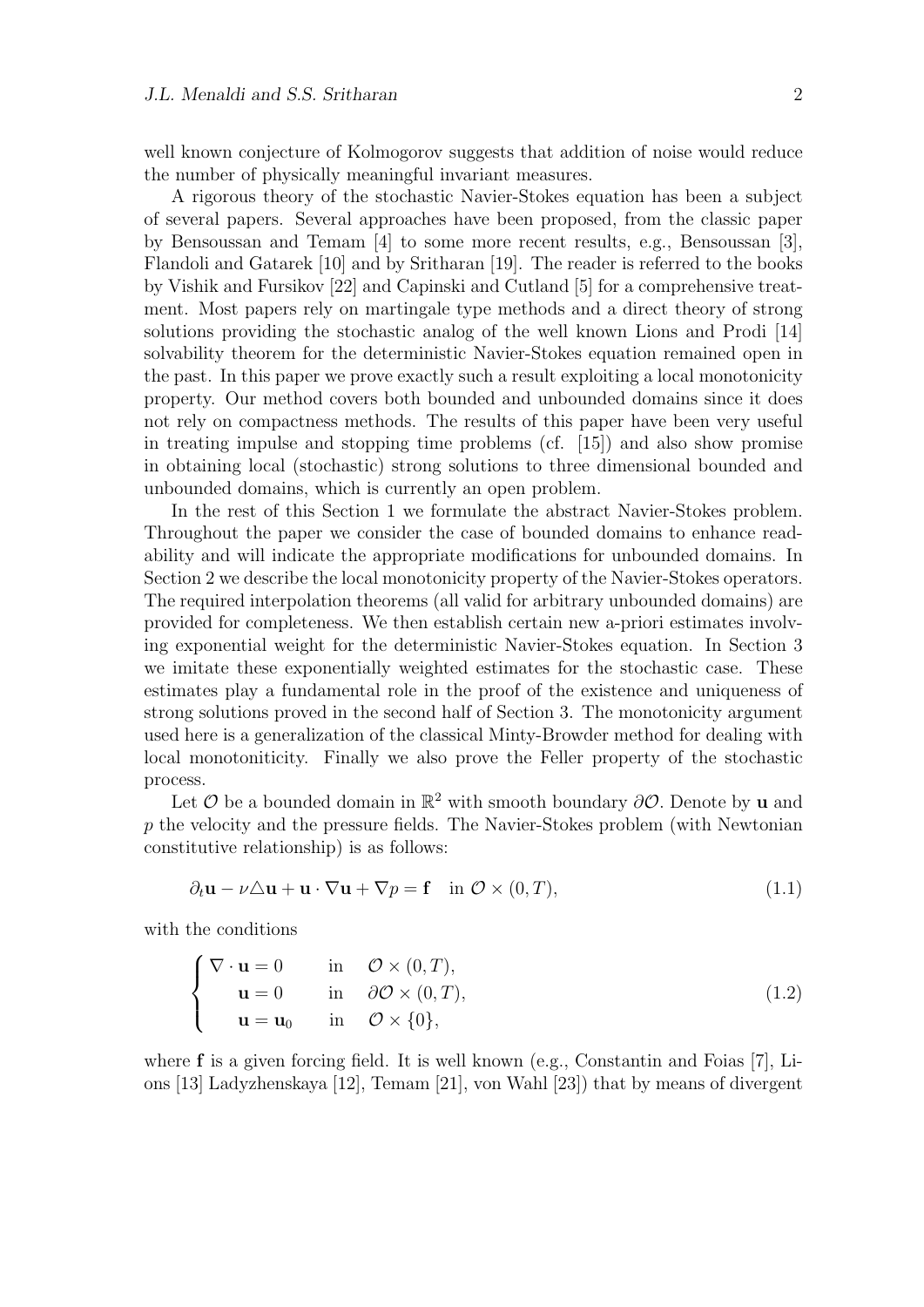well known conjecture of Kolmogorov suggests that addition of noise would reduce the number of physically meaningful invariant measures.

A rigorous theory of the stochastic Navier-Stokes equation has been a subject of several papers. Several approaches have been proposed, from the classic paper by Bensoussan and Temam [4] to some more recent results, e.g., Bensoussan [3], Flandoli and Gatarek [10] and by Sritharan [19]. The reader is referred to the books by Vishik and Fursikov [22] and Capinski and Cutland [5] for a comprehensive treatment. Most papers rely on martingale type methods and a direct theory of strong solutions providing the stochastic analog of the well known Lions and Prodi [14] solvability theorem for the deterministic Navier-Stokes equation remained open in the past. In this paper we prove exactly such a result exploiting a local monotonicity property. Our method covers both bounded and unbounded domains since it does not rely on compactness methods. The results of this paper have been very useful in treating impulse and stopping time problems (cf. [15]) and also show promise in obtaining local (stochastic) strong solutions to three dimensional bounded and unbounded domains, which is currently an open problem.

In the rest of this Section 1 we formulate the abstract Navier-Stokes problem. Throughout the paper we consider the case of bounded domains to enhance readability and will indicate the appropriate modifications for unbounded domains. In Section 2 we describe the local monotonicity property of the Navier-Stokes operators. The required interpolation theorems (all valid for arbitrary unbounded domains) are provided for completeness. We then establish certain new a-priori estimates involving exponential weight for the deterministic Navier-Stokes equation. In Section 3 we imitate these exponentially weighted estimates for the stochastic case. These estimates play a fundamental role in the proof of the existence and uniqueness of strong solutions proved in the second half of Section 3. The monotonicity argument used here is a generalization of the classical Minty-Browder method for dealing with local monotoniticity. Finally we also prove the Feller property of the stochastic process.

Let $\mathcal{O}$ be a bounded domain in $\mathbb{R}^2$ with smooth boundary $\partial\mathcal{O}$. Denote by $\mathbf{u}$ and $p$ the velocity and the pressure fields. The Navier-Stokes problem (with Newtonian constitutive relationship) is as follows:

$$\partial_t \mathbf{u} - \nu \triangle \mathbf{u} + \mathbf{u} \cdot \nabla \mathbf{u} + \nabla p = \mathbf{f} \quad \text{in } \mathcal{O} \times (0, T), \tag{1.1}$$

with the conditions

$$\begin{cases} \nabla \cdot \mathbf{u} = 0 & \text{in} \quad \mathcal{O} \times (0, T), \\ \quad \mathbf{u} = 0 & \text{in} \quad \partial\mathcal{O} \times (0, T), \\ \quad \mathbf{u} = \mathbf{u}_0 & \text{in} \quad \mathcal{O} \times \{0\}, \end{cases} \tag{1.2}$$

where $\mathbf{f}$ is a given forcing field. It is well known (e.g., Constantin and Foias [7], Lions [13] Ladyzhenskaya [12], Temam [21], von Wahl [23]) that by means of divergent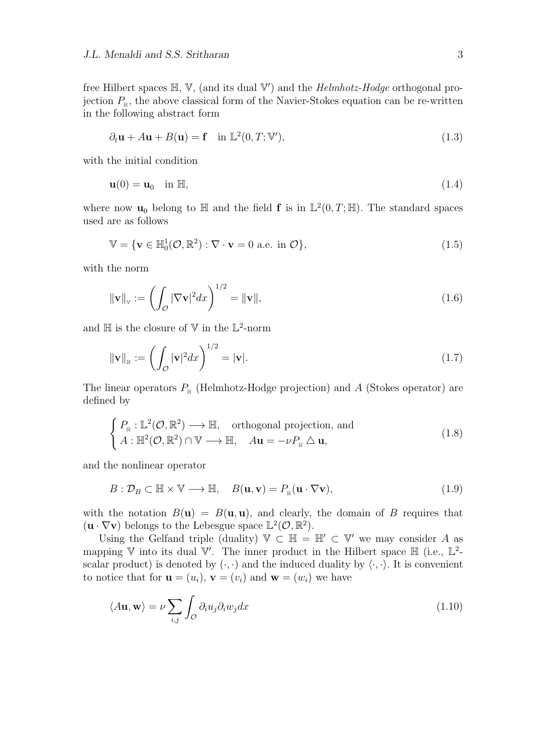free Hilbert spaces $\mathbb{H}$, $\mathbb{V}$, (and its dual $\mathbb{V}'$) and the *Helmhotz-Hodge* orthogonal projection $P_{\mathbb{H}}$, the above classical form of the Navier-Stokes equation can be re-written in the following abstract form

$$\partial_t \mathbf{u} + A\mathbf{u} + B(\mathbf{u}) = \mathbf{f} \quad \text{in } \mathbb{L}^2(0,T;\mathbb{V}'), \tag{1.3}$$

with the initial condition

$$\mathbf{u}(0) = \mathbf{u}_0 \quad \text{in } \mathbb{H}, \tag{1.4}$$

where now $\mathbf{u}_0$ belong to $\mathbb{H}$ and the field $\mathbf{f}$ is in $\mathbb{L}^2(0,T;\mathbb{H})$. The standard spaces used are as follows

$$\mathbb{V} = \{\mathbf{v} \in \mathbb{H}_0^1(\mathcal{O},\mathbb{R}^2) : \nabla \cdot \mathbf{v} = 0 \text{ a.e. in } \mathcal{O}\}, \tag{1.5}$$

with the norm

$$\|\mathbf{v}\|_{\mathbb{V}} := \left( \int_{\mathcal{O}} |\nabla \mathbf{v}|^2 dx \right)^{1/2} = \|\mathbf{v}\|, \tag{1.6}$$

and $\mathbb{H}$ is the closure of $\mathbb{V}$ in the $\mathbb{L}^2$-norm

$$\|\mathbf{v}\|_{\mathbb{H}} := \left( \int_{\mathcal{O}} |\mathbf{v}|^2 dx \right)^{1/2} = |\mathbf{v}|. \tag{1.7}$$

The linear operators $P_{\mathbb{H}}$ (Helmhotz-Hodge projection) and $A$ (Stokes operator) are defined by

$$\begin{cases} P_{\mathbb{H}} : \mathbb{L}^2(\mathcal{O},\mathbb{R}^2) \longrightarrow \mathbb{H}, \quad \text{orthogonal projection, and} \\ A : \mathbb{H}^2(\mathcal{O},\mathbb{R}^2) \cap \mathbb{V} \longrightarrow \mathbb{H}, \quad A\mathbf{u} = -\nu P_{\mathbb{H}} \triangle \mathbf{u}, \end{cases} \tag{1.8}$$

and the nonlinear operator

$$B : \mathcal{D}_B \subset \mathbb{H} \times \mathbb{V} \longrightarrow \mathbb{H}, \quad B(\mathbf{u},\mathbf{v}) = P_{\mathbb{H}}(\mathbf{u} \cdot \nabla \mathbf{v}), \tag{1.9}$$

with the notation $B(\mathbf{u}) = B(\mathbf{u},\mathbf{u})$, and clearly, the domain of $B$ requires that $(\mathbf{u} \cdot \nabla \mathbf{v})$ belongs to the Lebesgue space $\mathbb{L}^2(\mathcal{O},\mathbb{R}^2)$.

Using the Gelfand triple (duality) $\mathbb{V} \subset \mathbb{H} = \mathbb{H}' \subset \mathbb{V}'$ we may consider $A$ as mapping $\mathbb{V}$ into its dual $\mathbb{V}'$. The inner product in the Hilbert space $\mathbb{H}$ (i.e., $\mathbb{L}^2$-scalar product) is denoted by $(\cdot,\cdot)$ and the induced duality by $\langle \cdot,\cdot \rangle$. It is convenient to notice that for $\mathbf{u} = (u_i)$, $\mathbf{v} = (v_i)$ and $\mathbf{w} = (w_i)$ we have

$$\langle A\mathbf{u}, \mathbf{w} \rangle = \nu \sum_{i,j} \int_{\mathcal{O}} \partial_i u_j \partial_i w_j dx \tag{1.10}$$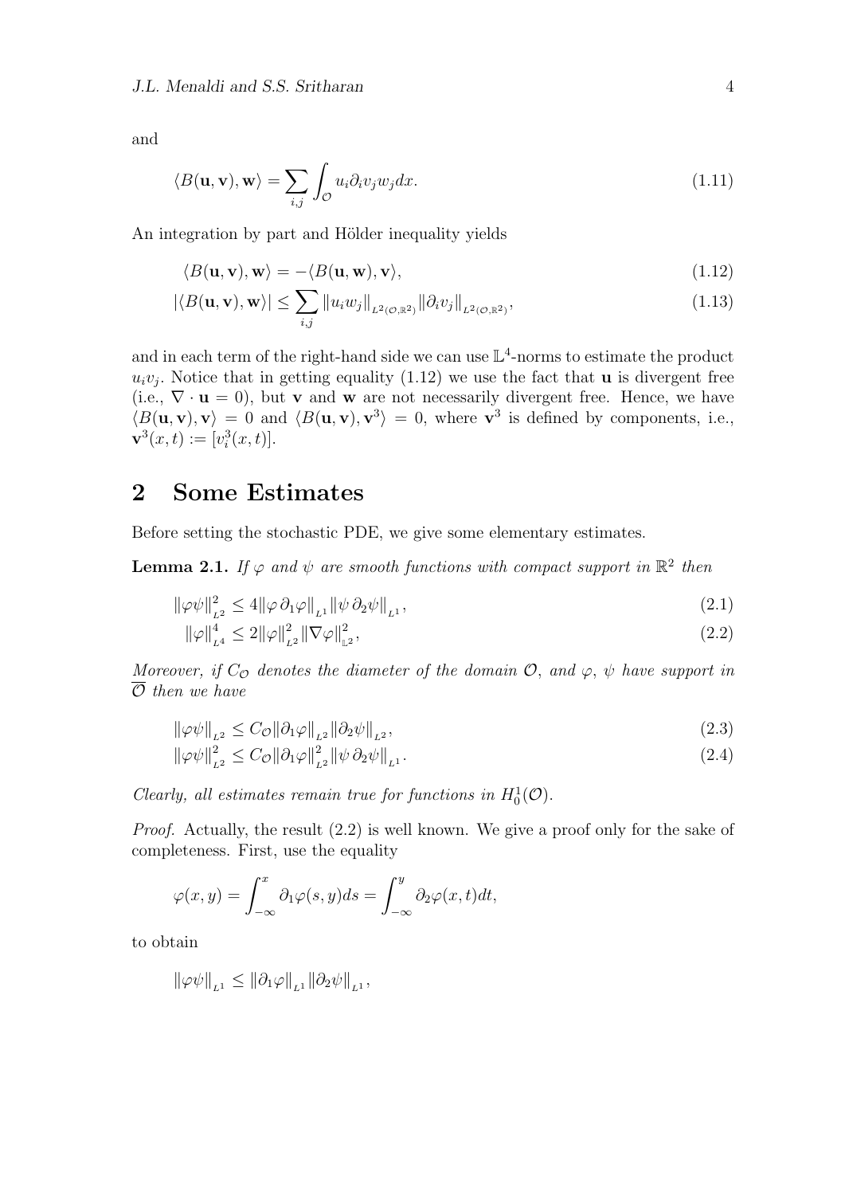and

$$
\langle B(\mathbf{u}, \mathbf{v}), \mathbf{w} \rangle = \sum_{i,j} \int_{\mathcal{O}} u_i \partial_i v_j w_j dx. \tag{1.11}
$$

An integration by part and Hölder inequality yields

$$
\langle B(\mathbf{u}, \mathbf{v}), \mathbf{w} \rangle = -\langle B(\mathbf{u}, \mathbf{w}), \mathbf{v} \rangle, \tag{1.12}
$$

$$
|\langle B(\mathbf{u}, \mathbf{v}), \mathbf{w} \rangle| \leq \sum_{i,j} \|u_i w_j\|_{L^2(\mathcal{O},\mathbb{R}^2)} \|\partial_i v_j\|_{L^2(\mathcal{O},\mathbb{R}^2)}, \tag{1.13}
$$

and in each term of the right-hand side we can use $\mathbb{L}^4$-norms to estimate the product $u_i v_j$. Notice that in getting equality (1.12) we use the fact that $\mathbf{u}$ is divergent free (i.e., $\nabla \cdot \mathbf{u} = 0$), but $\mathbf{v}$ and $\mathbf{w}$ are not necessarily divergent free. Hence, we have $\langle B(\mathbf{u}, \mathbf{v}), \mathbf{v} \rangle = 0$ and $\langle B(\mathbf{u}, \mathbf{v}), \mathbf{v}^3 \rangle = 0$, where $\mathbf{v}^3$ is defined by components, i.e., $\mathbf{v}^3(x,t) := [v_i^3(x,t)]$.

## 2 Some Estimates

Before setting the stochastic PDE, we give some elementary estimates.

**Lemma 2.1.** *If $\varphi$ and $\psi$ are smooth functions with compact support in $\mathbb{R}^2$ then*

$$
\|\varphi\psi\|_{L^2}^2 \leq 4 \|\varphi\, \partial_1 \varphi\|_{L^1} \|\psi\, \partial_2 \psi\|_{L^1}, \tag{2.1}
$$

$$
\|\varphi\|_{L^4}^4 \leq 2 \|\varphi\|_{L^2}^2 \|\nabla \varphi\|_{\mathbb{L}^2}^2, \tag{2.2}
$$

*Moreover, if $C_{\mathcal{O}}$ denotes the diameter of the domain $\mathcal{O}$, and $\varphi$, $\psi$ have support in $\overline{\mathcal{O}}$ then we have*

$$
\|\varphi\psi\|_{L^2} \leq C_{\mathcal{O}} \|\partial_1 \varphi\|_{L^2} \|\partial_2 \psi\|_{L^2}, \tag{2.3}
$$

$$
\|\varphi\psi\|_{L^2}^2 \leq C_{\mathcal{O}} \|\partial_1 \varphi\|_{L^2}^2 \|\psi\, \partial_2 \psi\|_{L^1}. \tag{2.4}
$$

*Clearly, all estimates remain true for functions in $H_0^1(\mathcal{O})$.*

*Proof.* Actually, the result (2.2) is well known. We give a proof only for the sake of completeness. First, use the equality

$$
\varphi(x,y) = \int_{-\infty}^{x} \partial_1 \varphi(s,y) ds = \int_{-\infty}^{y} \partial_2 \varphi(x,t) dt,
$$

to obtain

$$
\|\varphi\psi\|_{L^1} \leq \|\partial_1 \varphi\|_{L^1} \|\partial_2 \psi\|_{L^1},
$$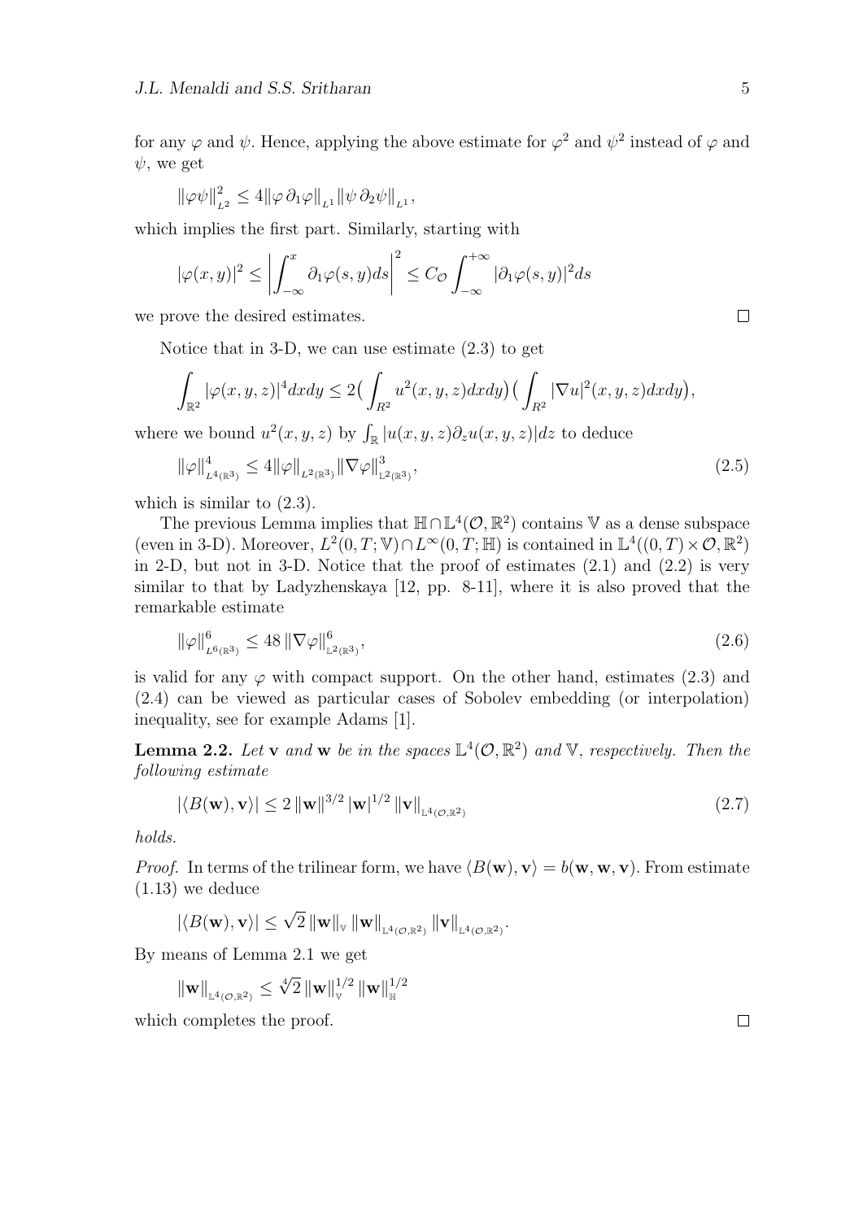for any $\varphi$ and $\psi$. Hence, applying the above estimate for $\varphi^2$ and $\psi^2$ instead of $\varphi$ and $\psi$, we get

$$\|\varphi\psi\|_{L^2}^2 \leq 4\|\varphi\,\partial_1\varphi\|_{L^1}\|\psi\,\partial_2\psi\|_{L^1},$$

which implies the first part. Similarly, starting with

$$|\varphi(x,y)|^2 \leq \left|\int_{-\infty}^{x} \partial_1\varphi(s,y)ds\right|^2 \leq C_{\mathcal{O}} \int_{-\infty}^{+\infty} |\partial_1\varphi(s,y)|^2 ds$$

we prove the desired estimates. $\square$

Notice that in 3-D, we can use estimate (2.3) to get

$$\int_{\mathbb{R}^2} |\varphi(x,y,z)|^4 dxdy \leq 2\big(\int_{R^2} u^2(x,y,z)dxdy\big)\big(\int_{R^2} |\nabla u|^2(x,y,z)dxdy\big),$$

where we bound $u^2(x,y,z)$ by $\int_{\mathbb{R}} |u(x,y,z)\partial_z u(x,y,z)|dz$ to deduce

$$\|\varphi\|_{L^4(\mathbb{R}^3)}^4 \leq 4\|\varphi\|_{L^2(\mathbb{R}^3)}\|\nabla\varphi\|_{\mathbb{L}^2(\mathbb{R}^3)}^3, \tag{2.5}$$

which is similar to (2.3).

The previous Lemma implies that $\mathbb{H} \cap \mathbb{L}^4(\mathcal{O},\mathbb{R}^2)$ contains $\mathbb{V}$ as a dense subspace (even in 3-D). Moreover, $L^2(0,T;\mathbb{V}) \cap L^\infty(0,T;\mathbb{H})$ is contained in $\mathbb{L}^4((0,T)\times\mathcal{O},\mathbb{R}^2)$ in 2-D, but not in 3-D. Notice that the proof of estimates (2.1) and (2.2) is very similar to that by Ladyzhenskaya [12, pp. 8-11], where it is also proved that the remarkable estimate

$$\|\varphi\|_{L^6(\mathbb{R}^3)}^6 \leq 48\,\|\nabla\varphi\|_{\mathbb{L}^2(\mathbb{R}^3)}^6, \tag{2.6}$$

is valid for any $\varphi$ with compact support. On the other hand, estimates (2.3) and (2.4) can be viewed as particular cases of Sobolev embedding (or interpolation) inequality, see for example Adams [1].

**Lemma 2.2.** *Let $\mathbf{v}$ and $\mathbf{w}$ be in the spaces $\mathbb{L}^4(\mathcal{O},\mathbb{R}^2)$ and $\mathbb{V}$, respectively. Then the following estimate*

$$|\langle B(\mathbf{w}),\mathbf{v}\rangle| \leq 2\,\|\mathbf{w}\|^{3/2}\,|\mathbf{w}|^{1/2}\,\|\mathbf{v}\|_{\mathbb{L}^4(\mathcal{O},\mathbb{R}^2)} \tag{2.7}$$

*holds.*

*Proof.* In terms of the trilinear form, we have $\langle B(\mathbf{w}),\mathbf{v}\rangle = b(\mathbf{w},\mathbf{w},\mathbf{v})$. From estimate (1.13) we deduce

$$|\langle B(\mathbf{w}),\mathbf{v}\rangle| \leq \sqrt{2}\,\|\mathbf{w}\|_{\mathbb{V}}\,\|\mathbf{w}\|_{\mathbb{L}^4(\mathcal{O},\mathbb{R}^2)}\,\|\mathbf{v}\|_{\mathbb{L}^4(\mathcal{O},\mathbb{R}^2)}.$$

By means of Lemma 2.1 we get

$$\|\mathbf{w}\|_{\mathbb{L}^4(\mathcal{O},\mathbb{R}^2)} \leq \sqrt[4]{2}\,\|\mathbf{w}\|_{\mathbb{V}}^{1/2}\,\|\mathbf{w}\|_{\mathbb{H}}^{1/2}$$

which completes the proof. $\square$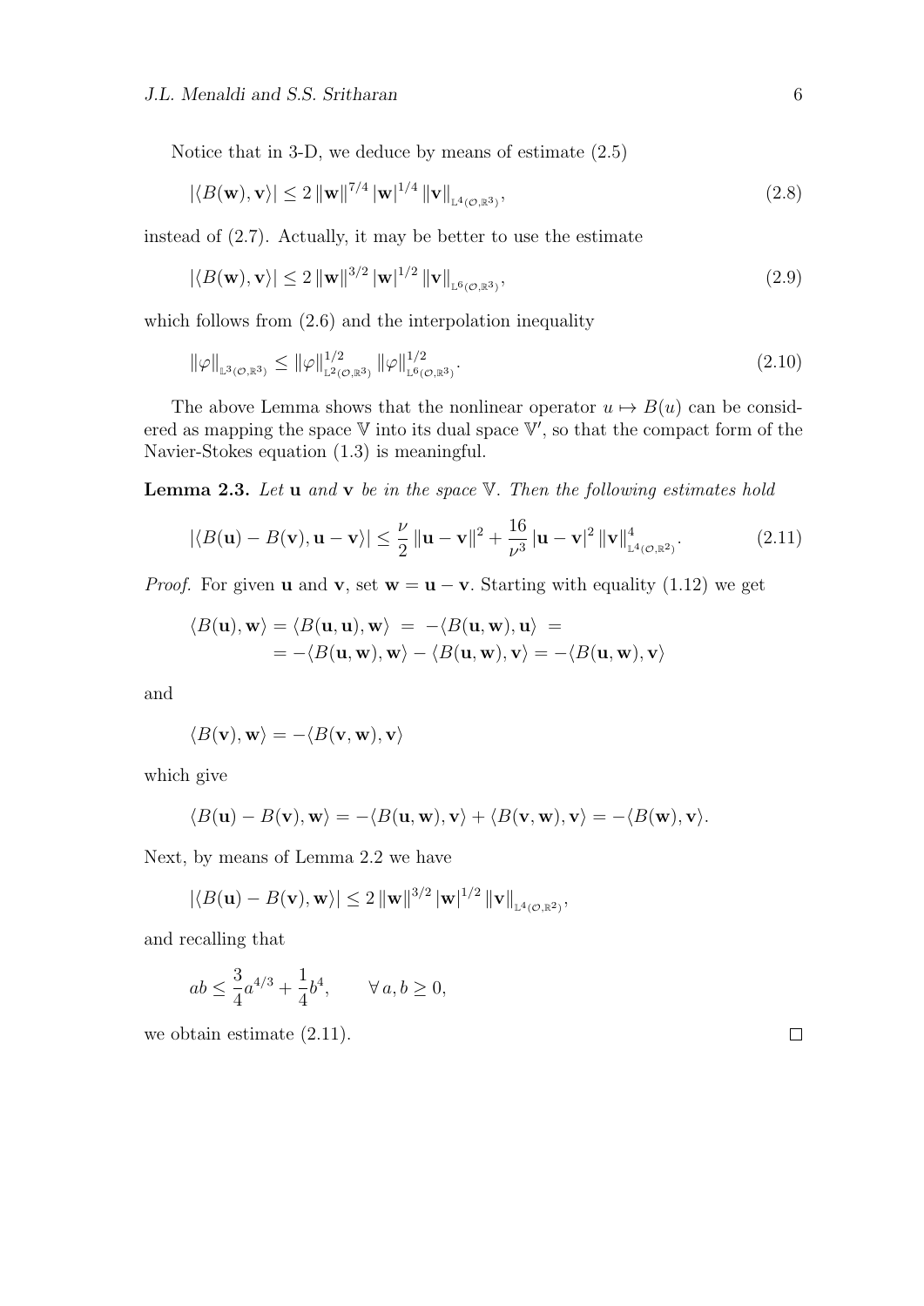Notice that in 3-D, we deduce by means of estimate (2.5)

$$
|\langle B(\mathbf{w}), \mathbf{v}\rangle| \leq 2\, \|\mathbf{w}\|^{7/4}\, |\mathbf{w}|^{1/4}\, \|\mathbf{v}\|_{\mathbb{L}^4(\mathcal{O},\mathbb{R}^3)}, \tag{2.8}
$$

instead of (2.7). Actually, it may be better to use the estimate

$$
|\langle B(\mathbf{w}), \mathbf{v}\rangle| \leq 2\, \|\mathbf{w}\|^{3/2}\, |\mathbf{w}|^{1/2}\, \|\mathbf{v}\|_{\mathbb{L}^6(\mathcal{O},\mathbb{R}^3)}, \tag{2.9}
$$

which follows from (2.6) and the interpolation inequality

$$
\|\varphi\|_{\mathbb{L}^3(\mathcal{O},\mathbb{R}^3)} \leq \|\varphi\|^{1/2}_{\mathbb{L}^2(\mathcal{O},\mathbb{R}^3)}\, \|\varphi\|^{1/2}_{\mathbb{L}^6(\mathcal{O},\mathbb{R}^3)}. \tag{2.10}
$$

The above Lemma shows that the nonlinear operator $u \mapsto B(u)$ can be considered as mapping the space $\mathbb{V}$ into its dual space $\mathbb{V}'$, so that the compact form of the Navier-Stokes equation (1.3) is meaningful.

**Lemma 2.3.** *Let* $\mathbf{u}$ *and* $\mathbf{v}$ *be in the space* $\mathbb{V}$. *Then the following estimates hold*

$$
|\langle B(\mathbf{u}) - B(\mathbf{v}), \mathbf{u} - \mathbf{v}\rangle| \leq \frac{\nu}{2}\, \|\mathbf{u} - \mathbf{v}\|^2 + \frac{16}{\nu^3}\, |\mathbf{u} - \mathbf{v}|^2\, \|\mathbf{v}\|^4_{\mathbb{L}^4(\mathcal{O},\mathbb{R}^2)}. \tag{2.11}
$$

*Proof.* For given $\mathbf{u}$ and $\mathbf{v}$, set $\mathbf{w} = \mathbf{u} - \mathbf{v}$. Starting with equality (1.12) we get

$$
\begin{aligned}
\langle B(\mathbf{u}), \mathbf{w}\rangle = \langle B(\mathbf{u}, \mathbf{u}), \mathbf{w}\rangle \;&=\; -\langle B(\mathbf{u}, \mathbf{w}), \mathbf{u}\rangle \;= \\
&= -\langle B(\mathbf{u}, \mathbf{w}), \mathbf{w}\rangle - \langle B(\mathbf{u}, \mathbf{w}), \mathbf{v}\rangle = -\langle B(\mathbf{u}, \mathbf{w}), \mathbf{v}\rangle
\end{aligned}
$$

and

$$
\langle B(\mathbf{v}), \mathbf{w}\rangle = -\langle B(\mathbf{v}, \mathbf{w}), \mathbf{v}\rangle
$$

which give

$$
\langle B(\mathbf{u}) - B(\mathbf{v}), \mathbf{w}\rangle = -\langle B(\mathbf{u}, \mathbf{w}), \mathbf{v}\rangle + \langle B(\mathbf{v}, \mathbf{w}), \mathbf{v}\rangle = -\langle B(\mathbf{w}), \mathbf{v}\rangle.
$$

Next, by means of Lemma 2.2 we have

$$
|\langle B(\mathbf{u}) - B(\mathbf{v}), \mathbf{w}\rangle| \leq 2\, \|\mathbf{w}\|^{3/2}\, |\mathbf{w}|^{1/2}\, \|\mathbf{v}\|_{\mathbb{L}^4(\mathcal{O},\mathbb{R}^2)},
$$

and recalling that

$$
ab \leq \frac{3}{4} a^{4/3} + \frac{1}{4} b^4, \qquad \forall\, a, b \geq 0,
$$

we obtain estimate (2.11). $\square$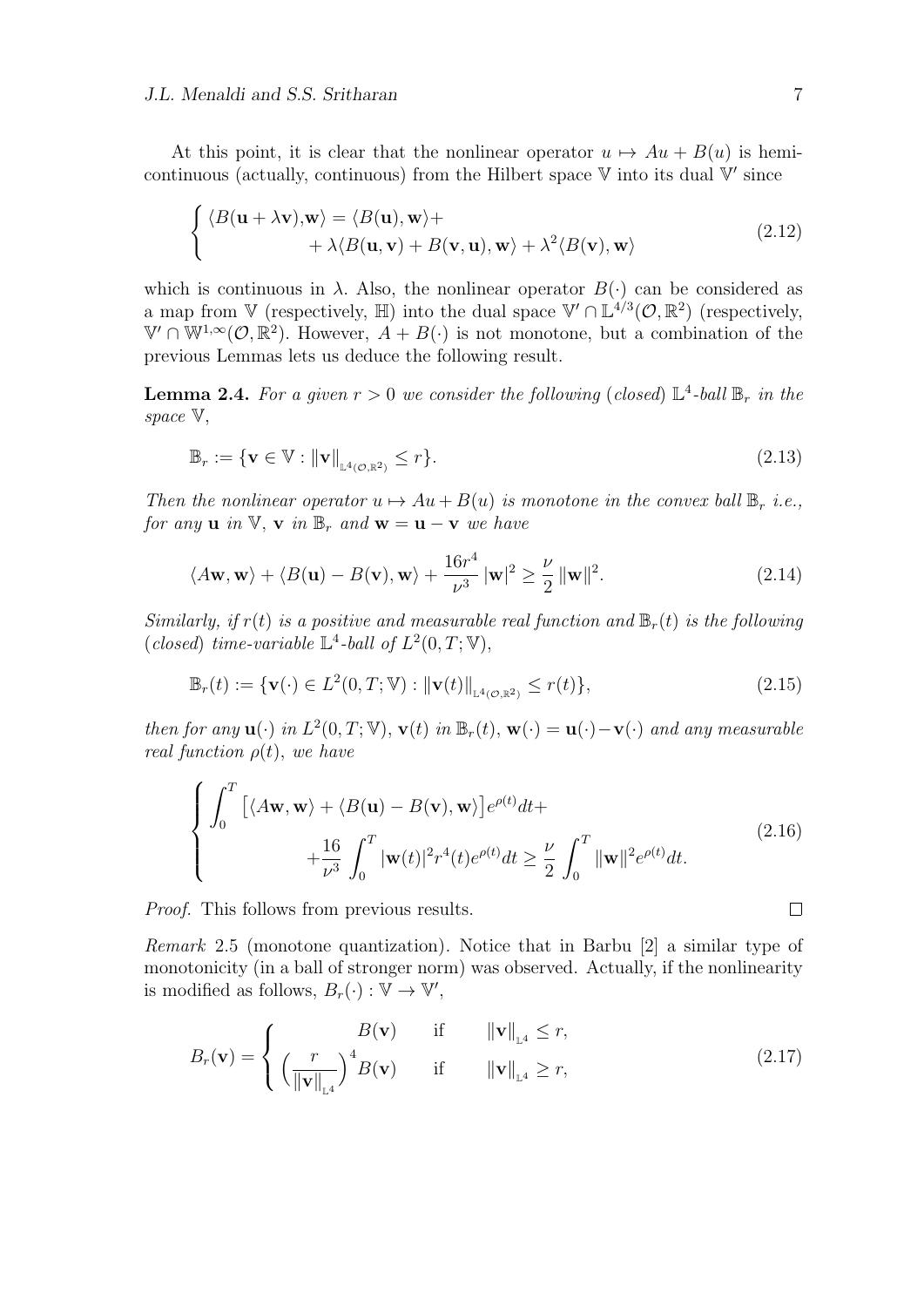At this point, it is clear that the nonlinear operator $u \mapsto Au + B(u)$ is hemicontinuous (actually, continuous) from the Hilbert space $\mathbb{V}$ into its dual $\mathbb{V}'$ since

$$
\begin{cases} \langle B(\mathbf{u}+\lambda\mathbf{v}),\mathbf{w}\rangle = \langle B(\mathbf{u}),\mathbf{w}\rangle + \\ \qquad\qquad + \lambda\langle B(\mathbf{u},\mathbf{v}) + B(\mathbf{v},\mathbf{u}),\mathbf{w}\rangle + \lambda^2\langle B(\mathbf{v}),\mathbf{w}\rangle \end{cases} \tag{2.12}
$$

which is continuous in $\lambda$. Also, the nonlinear operator $B(\cdot)$ can be considered as a map from $\mathbb{V}$ (respectively, $\mathbb{H}$) into the dual space $\mathbb{V}' \cap \mathbb{L}^{4/3}(\mathcal{O},\mathbb{R}^2)$ (respectively, $\mathbb{V}' \cap \mathbb{W}^{1,\infty}(\mathcal{O},\mathbb{R}^2)$. However, $A + B(\cdot)$ is not monotone, but a combination of the previous Lemmas lets us deduce the following result.

**Lemma 2.4.** *For a given $r > 0$ we consider the following (closed) $\mathbb{L}^4$-ball $\mathbb{B}_r$ in the space $\mathbb{V}$,*

$$
\mathbb{B}_r := \{\mathbf{v} \in \mathbb{V} : \|\mathbf{v}\|_{\mathbb{L}^4(\mathcal{O},\mathbb{R}^2)} \leq r\}. \tag{2.13}
$$

*Then the nonlinear operator $u \mapsto Au + B(u)$ is monotone in the convex ball $\mathbb{B}_r$ i.e., for any $\mathbf{u}$ in $\mathbb{V}$, $\mathbf{v}$ in $\mathbb{B}_r$ and $\mathbf{w} = \mathbf{u} - \mathbf{v}$ we have*

$$
\langle A\mathbf{w},\mathbf{w}\rangle + \langle B(\mathbf{u}) - B(\mathbf{v}),\mathbf{w}\rangle + \frac{16r^4}{\nu^3}\,|\mathbf{w}|^2 \geq \frac{\nu}{2}\,\|\mathbf{w}\|^2. \tag{2.14}
$$

*Similarly, if $r(t)$ is a positive and measurable real function and $\mathbb{B}_r(t)$ is the following (closed) time-variable $\mathbb{L}^4$-ball of $L^2(0,T;\mathbb{V})$,*

$$
\mathbb{B}_r(t) := \{\mathbf{v}(\cdot) \in L^2(0,T;\mathbb{V}) : \|\mathbf{v}(t)\|_{\mathbb{L}^4(\mathcal{O},\mathbb{R}^2)} \leq r(t)\}, \tag{2.15}
$$

*then for any $\mathbf{u}(\cdot)$ in $L^2(0,T;\mathbb{V})$, $\mathbf{v}(t)$ in $\mathbb{B}_r(t)$, $\mathbf{w}(\cdot) = \mathbf{u}(\cdot) - \mathbf{v}(\cdot)$ and any measurable real function $\rho(t)$, we have*

$$
\begin{cases} \displaystyle\int_0^T \big[\langle A\mathbf{w},\mathbf{w}\rangle + \langle B(\mathbf{u}) - B(\mathbf{v}),\mathbf{w}\rangle\big]e^{\rho(t)}dt + \\ \qquad\qquad \displaystyle + \frac{16}{\nu^3}\int_0^T |\mathbf{w}(t)|^2 r^4(t) e^{\rho(t)}dt \geq \frac{\nu}{2}\int_0^T \|\mathbf{w}\|^2 e^{\rho(t)}dt. \end{cases} \tag{2.16}
$$

*Proof.* This follows from previous results. $\square$

*Remark* 2.5 (monotone quantization). Notice that in Barbu [2] a similar type of monotonicity (in a ball of stronger norm) was observed. Actually, if the nonlinearity is modified as follows, $B_r(\cdot) : \mathbb{V} \to \mathbb{V}'$,

$$
B_r(\mathbf{v}) = \begin{cases} B(\mathbf{v}) & \text{if} \quad \|\mathbf{v}\|_{\mathbb{L}^4} \leq r, \\ \Big(\dfrac{r}{\|\mathbf{v}\|_{\mathbb{L}^4}}\Big)^4 B(\mathbf{v}) & \text{if} \quad \|\mathbf{v}\|_{\mathbb{L}^4} \geq r, \end{cases} \tag{2.17}
$$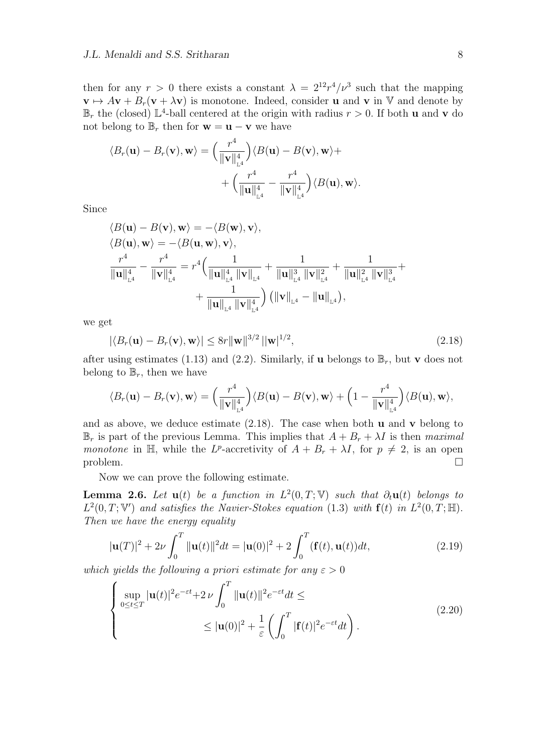then for any $r > 0$ there exists a constant $\lambda = 2^{12} r^4/\nu^3$ such that the mapping $\mathbf{v} \mapsto A\mathbf{v} + B_r(\mathbf{v} + \lambda \mathbf{v})$ is monotone. Indeed, consider $\mathbf{u}$ and $\mathbf{v}$ in $\mathbb{V}$ and denote by $\mathbb{B}_r$ the (closed) $\mathbb{L}^4$-ball centered at the origin with radius $r > 0$. If both $\mathbf{u}$ and $\mathbf{v}$ do not belong to $\mathbb{B}_r$ then for $\mathbf{w} = \mathbf{u} - \mathbf{v}$ we have

$$
\langle B_r(\mathbf{u}) - B_r(\mathbf{v}), \mathbf{w}\rangle = \Big(\frac{r^4}{\|\mathbf{v}\|_{\mathbb{L}^4}^4}\Big)\langle B(\mathbf{u}) - B(\mathbf{v}), \mathbf{w}\rangle + \\
+ \Big(\frac{r^4}{\|\mathbf{u}\|_{\mathbb{L}^4}^4} - \frac{r^4}{\|\mathbf{v}\|_{\mathbb{L}^4}^4}\Big)\langle B(\mathbf{u}), \mathbf{w}\rangle.
$$

Since

$$
\begin{aligned}
&\langle B(\mathbf{u}) - B(\mathbf{v}), \mathbf{w}\rangle = -\langle B(\mathbf{w}), \mathbf{v}\rangle,\\
&\langle B(\mathbf{u}), \mathbf{w}\rangle = -\langle B(\mathbf{u}, \mathbf{w}), \mathbf{v}\rangle,\\
&\frac{r^4}{\|\mathbf{u}\|_{\mathbb{L}^4}^4} - \frac{r^4}{\|\mathbf{v}\|_{\mathbb{L}^4}^4} = r^4\Big(\frac{1}{\|\mathbf{u}\|_{\mathbb{L}^4}^4\,\|\mathbf{v}\|_{\mathbb{L}^4}} + \frac{1}{\|\mathbf{u}\|_{\mathbb{L}^4}^3\,\|\mathbf{v}\|_{\mathbb{L}^4}^2} + \frac{1}{\|\mathbf{u}\|_{\mathbb{L}^4}^2\,\|\mathbf{v}\|_{\mathbb{L}^4}^3} + \\
&\qquad + \frac{1}{\|\mathbf{u}\|_{\mathbb{L}^4}\,\|\mathbf{v}\|_{\mathbb{L}^4}^4}\Big)\big(\|\mathbf{v}\|_{\mathbb{L}^4} - \|\mathbf{u}\|_{\mathbb{L}^4}\big),
\end{aligned}
$$

we get

$$
|\langle B_r(\mathbf{u}) - B_r(\mathbf{v}), \mathbf{w}\rangle| \le 8r\|\mathbf{w}\|^{3/2}\,|\mathbf{w}|^{1/2}, \tag{2.18}
$$

after using estimates (1.13) and (2.2). Similarly, if $\mathbf{u}$ belongs to $\mathbb{B}_r$, but $\mathbf{v}$ does not belong to $\mathbb{B}_r$, then we have

$$
\langle B_r(\mathbf{u}) - B_r(\mathbf{v}), \mathbf{w}\rangle = \Big(\frac{r^4}{\|\mathbf{v}\|_{\mathbb{L}^4}^4}\Big)\langle B(\mathbf{u}) - B(\mathbf{v}), \mathbf{w}\rangle + \Big(1 - \frac{r^4}{\|\mathbf{v}\|_{\mathbb{L}^4}^4}\Big)\langle B(\mathbf{u}), \mathbf{w}\rangle,
$$

and as above, we deduce estimate (2.18). The case when both $\mathbf{u}$ and $\mathbf{v}$ belong to $\mathbb{B}_r$ is part of the previous Lemma. This implies that $A + B_r + \lambda I$ is then *maximal monotone* in $\mathbb{H}$, while the $L^p$-accretivity of $A + B_r + \lambda I$, for $p \neq 2$, is an open problem. □

Now we can prove the following estimate.

**Lemma 2.6.** *Let $\mathbf{u}(t)$ be a function in $L^2(0, T; \mathbb{V})$ such that $\partial_t \mathbf{u}(t)$ belongs to $L^2(0, T; \mathbb{V}')$ and satisfies the Navier-Stokes equation (1.3) with $\mathbf{f}(t)$ in $L^2(0, T; \mathbb{H})$. Then we have the energy equality*

$$
|\mathbf{u}(T)|^2 + 2\nu \int_0^T \|\mathbf{u}(t)\|^2 dt = |\mathbf{u}(0)|^2 + 2\int_0^T (\mathbf{f}(t), \mathbf{u}(t))dt, \tag{2.19}
$$

*which yields the following a priori estimate for any $\varepsilon > 0$*

$$
\begin{cases}
\displaystyle\sup_{0\le t\le T} |\mathbf{u}(t)|^2 e^{-\varepsilon t} + 2\,\nu \int_0^T \|\mathbf{u}(t)\|^2 e^{-\varepsilon t} dt \le \\
\displaystyle\qquad\qquad \le |\mathbf{u}(0)|^2 + \frac{1}{\varepsilon}\left(\int_0^T |\mathbf{f}(t)|^2 e^{-\varepsilon t} dt\right).
\end{cases} \tag{2.20}
$$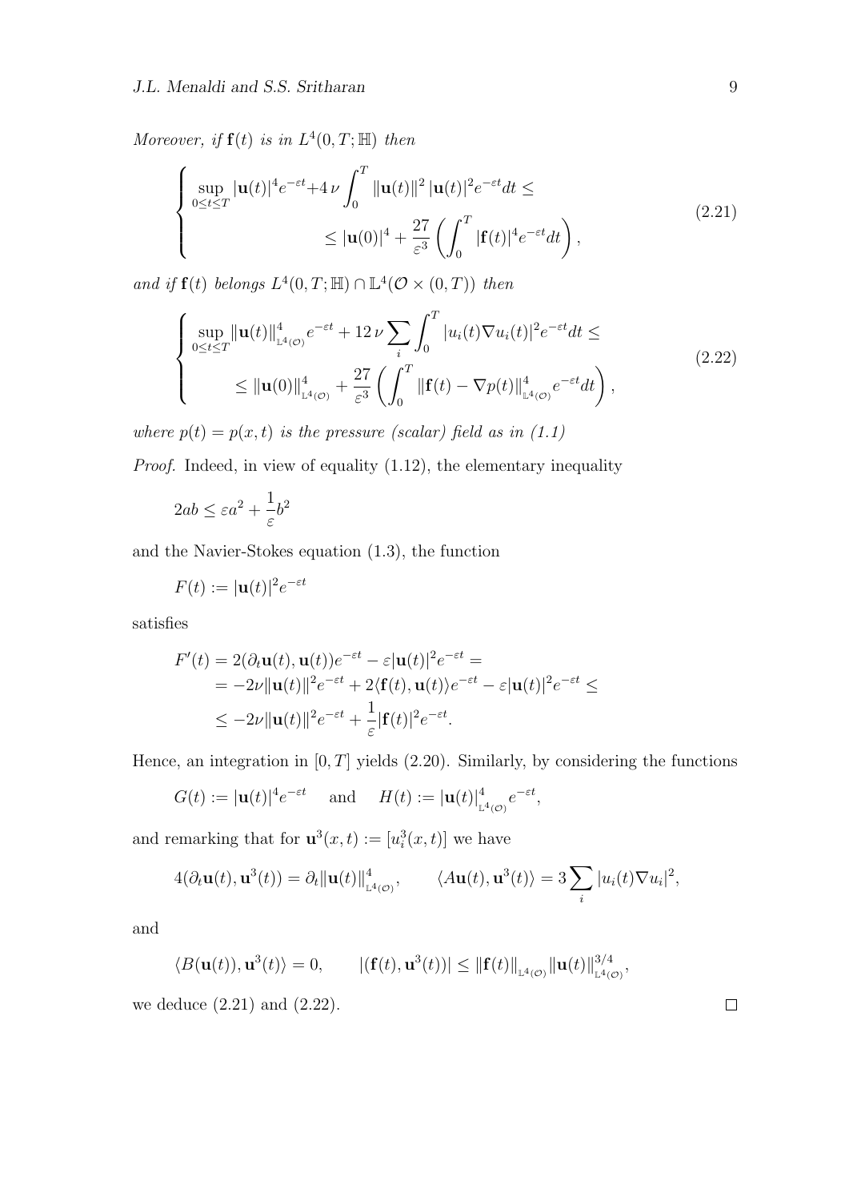*Moreover, if* $\mathbf{f}(t)$ *is in* $L^4(0,T;\mathbb{H})$ *then*

$$
\left\{
\begin{aligned}
& \sup_{0\le t\le T} |\mathbf{u}(t)|^4 e^{-\varepsilon t} + 4\,\nu \int_0^T \|\mathbf{u}(t)\|^2\, |\mathbf{u}(t)|^2 e^{-\varepsilon t} dt \le \\
& \qquad\qquad\qquad \le |\mathbf{u}(0)|^4 + \frac{27}{\varepsilon^3}\left(\int_0^T |\mathbf{f}(t)|^4 e^{-\varepsilon t} dt\right),
\end{aligned}
\right.
\tag{2.21}
$$

*and if* $\mathbf{f}(t)$ *belongs* $L^4(0,T;\mathbb{H}) \cap \mathbb{L}^4(\mathcal{O}\times(0,T))$ *then*

$$
\left\{
\begin{aligned}
& \sup_{0\le t\le T} \|\mathbf{u}(t)\|^4_{\mathbb{L}^4(\mathcal{O})} e^{-\varepsilon t} + 12\,\nu \sum_i \int_0^T |u_i(t)\nabla u_i(t)|^2 e^{-\varepsilon t} dt \le \\
& \qquad \le \|\mathbf{u}(0)\|^4_{\mathbb{L}^4(\mathcal{O})} + \frac{27}{\varepsilon^3}\left(\int_0^T \|\mathbf{f}(t) - \nabla p(t)\|^4_{\mathbb{L}^4(\mathcal{O})} e^{-\varepsilon t} dt\right),
\end{aligned}
\right.
\tag{2.22}
$$

*where* $p(t) = p(x,t)$ *is the pressure (scalar) field as in (1.1)*

*Proof.* Indeed, in view of equality (1.12), the elementary inequality

$$
2ab \le \varepsilon a^2 + \frac{1}{\varepsilon} b^2
$$

and the Navier-Stokes equation (1.3), the function

$$
F(t) := |\mathbf{u}(t)|^2 e^{-\varepsilon t}
$$

satisfies

$$
\begin{aligned}
F'(t) &= 2(\partial_t \mathbf{u}(t), \mathbf{u}(t)) e^{-\varepsilon t} - \varepsilon |\mathbf{u}(t)|^2 e^{-\varepsilon t} = \\
&= -2\nu \|\mathbf{u}(t)\|^2 e^{-\varepsilon t} + 2\langle \mathbf{f}(t), \mathbf{u}(t)\rangle e^{-\varepsilon t} - \varepsilon |\mathbf{u}(t)|^2 e^{-\varepsilon t} \le \\
&\le -2\nu \|\mathbf{u}(t)\|^2 e^{-\varepsilon t} + \frac{1}{\varepsilon} |\mathbf{f}(t)|^2 e^{-\varepsilon t}.
\end{aligned}
$$

Hence, an integration in $[0,T]$ yields (2.20). Similarly, by considering the functions

$$
G(t) := |\mathbf{u}(t)|^4 e^{-\varepsilon t} \quad \text{ and } \quad H(t) := |\mathbf{u}(t)|^4_{\mathbb{L}^4(\mathcal{O})} e^{-\varepsilon t},
$$

and remarking that for $\mathbf{u}^3(x,t) := [u_i^3(x,t)]$ we have

$$
4(\partial_t \mathbf{u}(t), \mathbf{u}^3(t)) = \partial_t \|\mathbf{u}(t)\|^4_{\mathbb{L}^4(\mathcal{O})}, \qquad \langle A\mathbf{u}(t), \mathbf{u}^3(t)\rangle = 3 \sum_i |u_i(t)\nabla u_i|^2,
$$

and

$$
\langle B(\mathbf{u}(t)), \mathbf{u}^3(t)\rangle = 0, \qquad |(\mathbf{f}(t), \mathbf{u}^3(t))| \le \|\mathbf{f}(t)\|_{\mathbb{L}^4(\mathcal{O})} \|\mathbf{u}(t)\|^{3/4}_{\mathbb{L}^4(\mathcal{O})},
$$

we deduce (2.21) and (2.22). ◻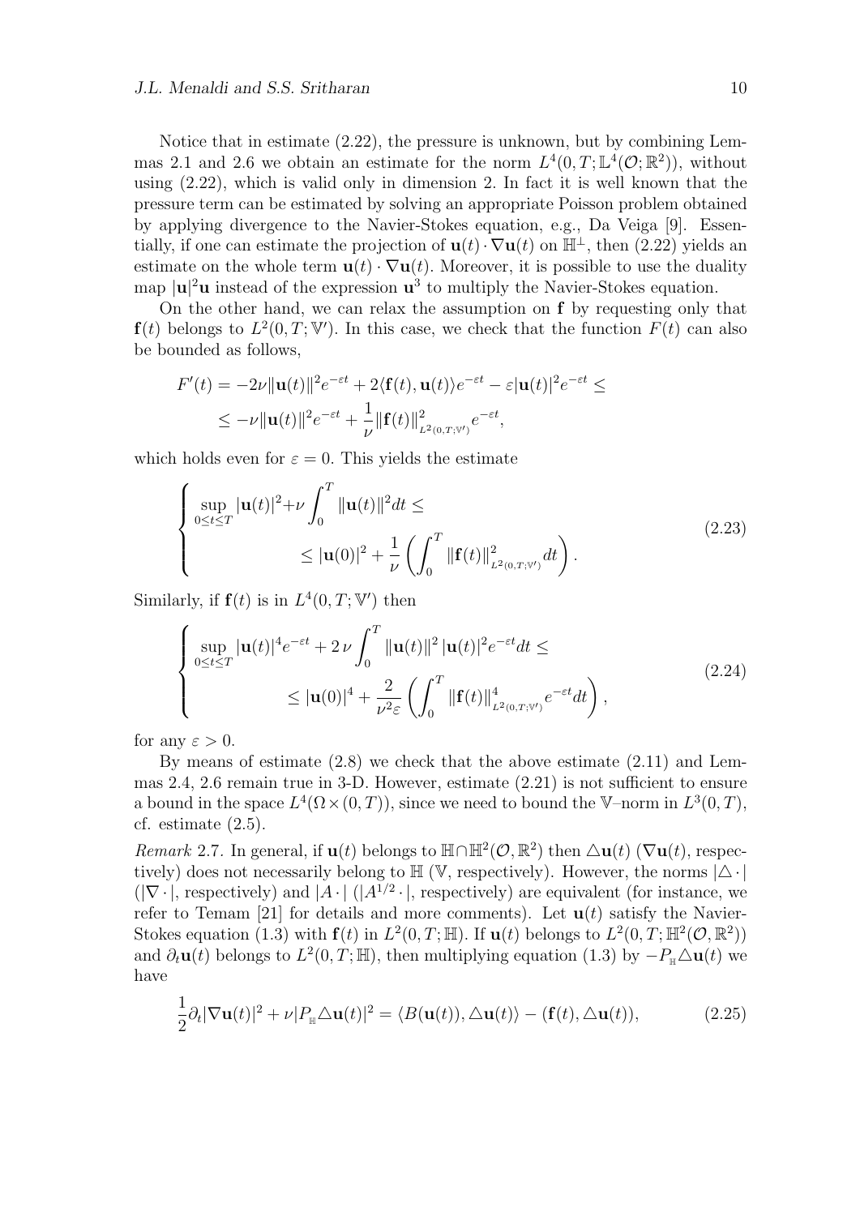Notice that in estimate (2.22), the pressure is unknown, but by combining Lemmas 2.1 and 2.6 we obtain an estimate for the norm $L^4(0,T;\mathbb{L}^4(\mathcal{O};\mathbb{R}^2))$, without using (2.22), which is valid only in dimension 2. In fact it is well known that the pressure term can be estimated by solving an appropriate Poisson problem obtained by applying divergence to the Navier-Stokes equation, e.g., Da Veiga [9]. Essentially, if one can estimate the projection of $\mathbf{u}(t)\cdot\nabla\mathbf{u}(t)$ on $\mathbb{H}^\perp$, then (2.22) yields an estimate on the whole term $\mathbf{u}(t)\cdot\nabla\mathbf{u}(t)$. Moreover, it is possible to use the duality map $|\mathbf{u}|^2\mathbf{u}$ instead of the expression $\mathbf{u}^3$ to multiply the Navier-Stokes equation.

On the other hand, we can relax the assumption on $\mathbf{f}$ by requesting only that $\mathbf{f}(t)$ belongs to $L^2(0,T;\mathbb{V}')$. In this case, we check that the function $F(t)$ can also be bounded as follows,

$$
\begin{aligned}
F'(t) &= -2\nu\|\mathbf{u}(t)\|^2 e^{-\varepsilon t} + 2\langle \mathbf{f}(t),\mathbf{u}(t)\rangle e^{-\varepsilon t} - \varepsilon|\mathbf{u}(t)|^2 e^{-\varepsilon t} \leq \\
&\leq -\nu\|\mathbf{u}(t)\|^2 e^{-\varepsilon t} + \frac{1}{\nu}\|\mathbf{f}(t)\|^2_{L^2(0,T;\mathbb{V}')} e^{-\varepsilon t},
\end{aligned}
$$

which holds even for $\varepsilon = 0$. This yields the estimate

$$
\begin{cases}
\displaystyle\sup_{0\leq t\leq T} |\mathbf{u}(t)|^2 + \nu\int_0^T \|\mathbf{u}(t)\|^2 dt \leq \\
\displaystyle\qquad\qquad \leq |\mathbf{u}(0)|^2 + \frac{1}{\nu}\left(\int_0^T \|\mathbf{f}(t)\|^2_{L^2(0,T;\mathbb{V}')} dt\right).
\end{cases}
\tag{2.23}
$$

Similarly, if $\mathbf{f}(t)$ is in $L^4(0,T;\mathbb{V}')$ then

$$
\begin{cases}
\displaystyle\sup_{0\leq t\leq T} |\mathbf{u}(t)|^4 e^{-\varepsilon t} + 2\,\nu\int_0^T \|\mathbf{u}(t)\|^2\,|\mathbf{u}(t)|^2 e^{-\varepsilon t} dt \leq \\
\displaystyle\qquad\qquad \leq |\mathbf{u}(0)|^4 + \frac{2}{\nu^2\varepsilon}\left(\int_0^T \|\mathbf{f}(t)\|^4_{L^2(0,T;\mathbb{V}')} e^{-\varepsilon t} dt\right),
\end{cases}
\tag{2.24}
$$

for any $\varepsilon > 0$.

By means of estimate (2.8) we check that the above estimate (2.11) and Lemmas 2.4, 2.6 remain true in 3-D. However, estimate (2.21) is not sufficient to ensure a bound in the space $L^4(\Omega\times(0,T))$, since we need to bound the $\mathbb{V}$–norm in $L^3(0,T)$, cf. estimate (2.5).

*Remark* 2.7. In general, if $\mathbf{u}(t)$ belongs to $\mathbb{H}\cap\mathbb{H}^2(\mathcal{O},\mathbb{R}^2)$ then $\triangle\mathbf{u}(t)$ ($\nabla\mathbf{u}(t)$, respectively) does not necessarily belong to $\mathbb{H}$ ($\mathbb{V}$, respectively). However, the norms $|\triangle\cdot|$ ($|\nabla\cdot|$, respectively) and $|A\cdot|$ ($|A^{1/2}\cdot|$, respectively) are equivalent (for instance, we refer to Temam [21] for details and more comments). Let $\mathbf{u}(t)$ satisfy the Navier-Stokes equation (1.3) with $\mathbf{f}(t)$ in $L^2(0,T;\mathbb{H})$. If $\mathbf{u}(t)$ belongs to $L^2(0,T;\mathbb{H}^2(\mathcal{O},\mathbb{R}^2))$ and $\partial_t\mathbf{u}(t)$ belongs to $L^2(0,T;\mathbb{H})$, then multiplying equation (1.3) by $-P_{\mathbb{H}}\triangle\mathbf{u}(t)$ we have

$$
\frac{1}{2}\partial_t|\nabla\mathbf{u}(t)|^2 + \nu|P_{\mathbb{H}}\triangle\mathbf{u}(t)|^2 = \langle B(\mathbf{u}(t)),\triangle\mathbf{u}(t)\rangle - (\mathbf{f}(t),\triangle\mathbf{u}(t)),
\tag{2.25}
$$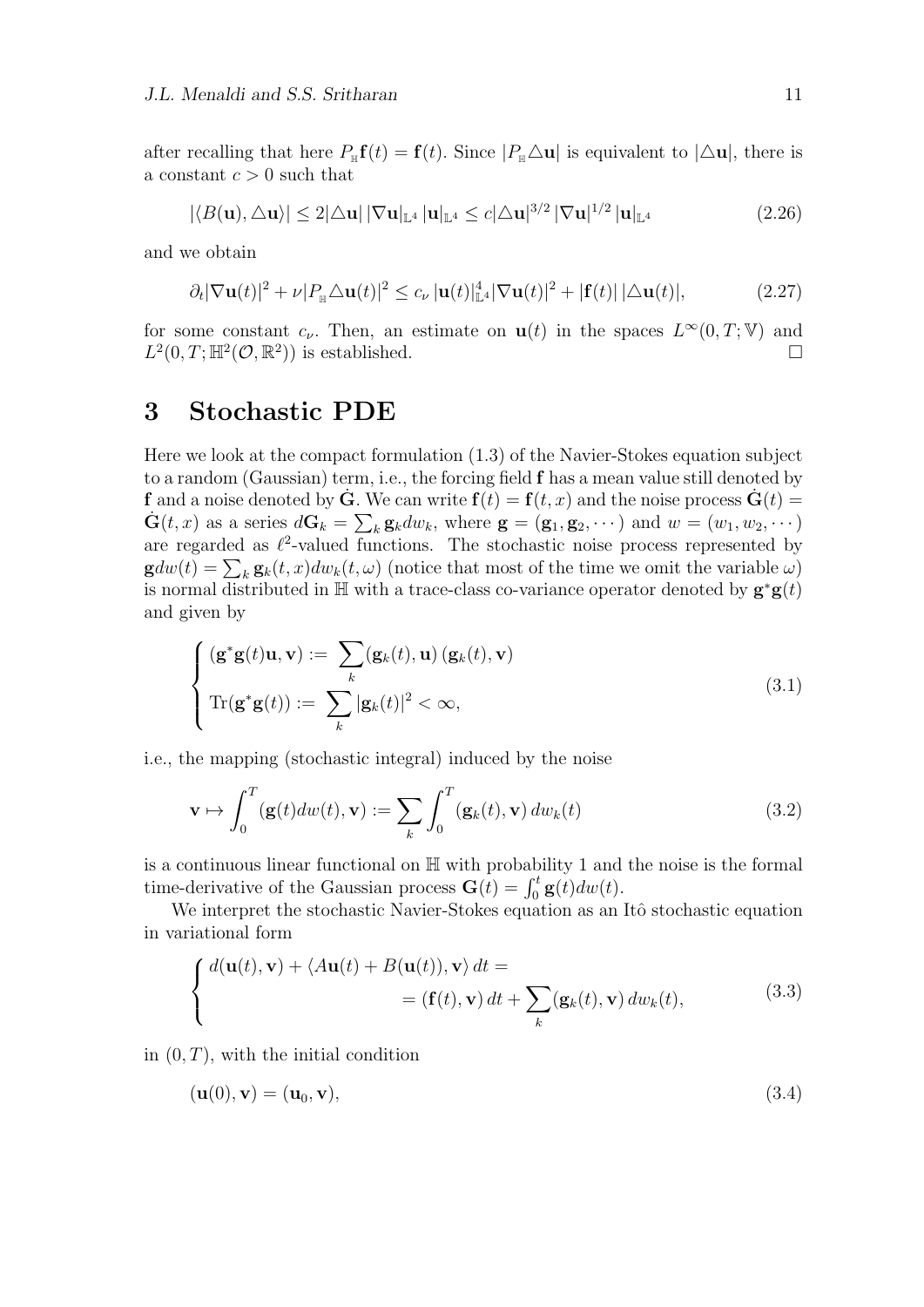after recalling that here $P_{\mathbb{H}}\mathbf{f}(t) = \mathbf{f}(t)$. Since $|P_{\mathbb{H}}\triangle\mathbf{u}|$ is equivalent to $|\triangle\mathbf{u}|$, there is a constant $c > 0$ such that

$$
|\langle B(\mathbf{u}), \triangle\mathbf{u}\rangle| \leq 2|\triangle\mathbf{u}|\,|\nabla\mathbf{u}|_{\mathbb{L}^4}\,|\mathbf{u}|_{\mathbb{L}^4} \leq c|\triangle\mathbf{u}|^{3/2}\,|\nabla\mathbf{u}|^{1/2}\,|\mathbf{u}|_{\mathbb{L}^4} \tag{2.26}
$$

and we obtain

$$
\partial_t|\nabla\mathbf{u}(t)|^2 + \nu|P_{\mathbb{H}}\triangle\mathbf{u}(t)|^2 \leq c_\nu\,|\mathbf{u}(t)|_{\mathbb{L}^4}^4|\nabla\mathbf{u}(t)|^2 + |\mathbf{f}(t)|\,|\triangle\mathbf{u}(t)|, \tag{2.27}
$$

for some constant $c_\nu$. Then, an estimate on $\mathbf{u}(t)$ in the spaces $L^\infty(0,T;\mathbb{V})$ and $L^2(0,T;\mathbb{H}^2(\mathcal{O},\mathbb{R}^2))$ is established. $\square$

# 3 Stochastic PDE

Here we look at the compact formulation (1.3) of the Navier-Stokes equation subject to a random (Gaussian) term, i.e., the forcing field $\mathbf{f}$ has a mean value still denoted by $\mathbf{f}$ and a noise denoted by $\dot{\mathbf{G}}$. We can write $\mathbf{f}(t) = \mathbf{f}(t,x)$ and the noise process $\dot{\mathbf{G}}(t) = \dot{\mathbf{G}}(t,x)$ as a series $d\mathbf{G}_k = \sum_k \mathbf{g}_k dw_k$, where $\mathbf{g} = (\mathbf{g}_1, \mathbf{g}_2, \cdots)$ and $w = (w_1, w_2, \cdots)$ are regarded as $\ell^2$-valued functions. The stochastic noise process represented by $\mathbf{g}dw(t) = \sum_k \mathbf{g}_k(t,x)dw_k(t,\omega)$ (notice that most of the time we omit the variable $\omega$) is normal distributed in $\mathbb{H}$ with a trace-class co-variance operator denoted by $\mathbf{g}^*\mathbf{g}(t)$ and given by

$$
\begin{cases}
(\mathbf{g}^*\mathbf{g}(t)\mathbf{u}, \mathbf{v}) := \displaystyle\sum_k (\mathbf{g}_k(t), \mathbf{u})\,(\mathbf{g}_k(t), \mathbf{v}) \\
\mathrm{Tr}(\mathbf{g}^*\mathbf{g}(t)) := \displaystyle\sum_k |\mathbf{g}_k(t)|^2 < \infty,
\end{cases} \tag{3.1}
$$

i.e., the mapping (stochastic integral) induced by the noise

$$
\mathbf{v} \mapsto \int_0^T (\mathbf{g}(t)dw(t), \mathbf{v}) := \sum_k \int_0^T (\mathbf{g}_k(t), \mathbf{v})\,dw_k(t) \tag{3.2}
$$

is a continuous linear functional on $\mathbb{H}$ with probability 1 and the noise is the formal time-derivative of the Gaussian process $\mathbf{G}(t) = \int_0^t \mathbf{g}(t)dw(t)$.

We interpret the stochastic Navier-Stokes equation as an Itô stochastic equation in variational form

$$
\begin{cases}
d(\mathbf{u}(t), \mathbf{v}) + \langle A\mathbf{u}(t) + B(\mathbf{u}(t)), \mathbf{v}\rangle\,dt = \\
\qquad\qquad = (\mathbf{f}(t), \mathbf{v})\,dt + \displaystyle\sum_k (\mathbf{g}_k(t), \mathbf{v})\,dw_k(t),
\end{cases} \tag{3.3}
$$

in $(0,T)$, with the initial condition

$$
(\mathbf{u}(0), \mathbf{v}) = (\mathbf{u}_0, \mathbf{v}), \tag{3.4}
$$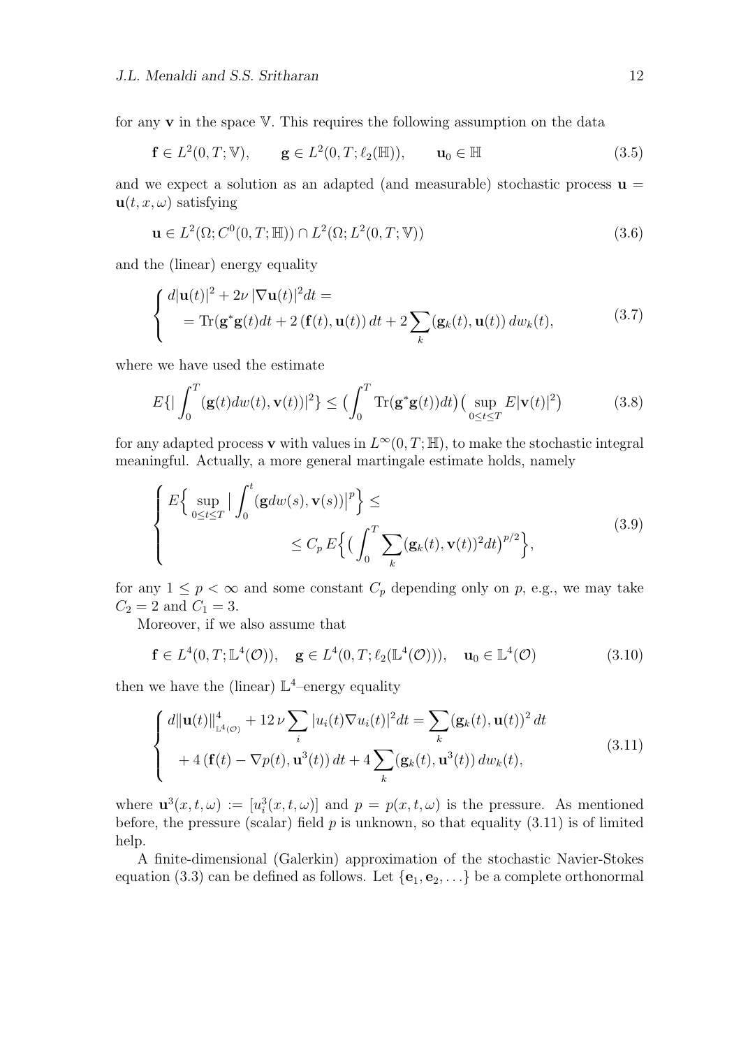for any $\mathbf{v}$ in the space $\mathbb{V}$. This requires the following assumption on the data

$$
\mathbf{f} \in L^2(0,T;\mathbb{V}), \qquad \mathbf{g} \in L^2(0,T;\ell_2(\mathbb{H})), \qquad \mathbf{u}_0 \in \mathbb{H} \tag{3.5}
$$

and we expect a solution as an adapted (and measurable) stochastic process $\mathbf{u} = \mathbf{u}(t,x,\omega)$ satisfying

$$
\mathbf{u} \in L^2(\Omega; C^0(0,T;\mathbb{H})) \cap L^2(\Omega; L^2(0,T;\mathbb{V})) \tag{3.6}
$$

and the (linear) energy equality

$$
\begin{cases}
d|\mathbf{u}(t)|^2 + 2\nu\, |\nabla \mathbf{u}(t)|^2 dt = \\
\quad = \mathrm{Tr}(\mathbf{g}^*\mathbf{g}(t)dt + 2\,(\mathbf{f}(t), \mathbf{u}(t))\, dt + 2\sum_k (\mathbf{g}_k(t), \mathbf{u}(t))\, dw_k(t),
\end{cases} \tag{3.7}
$$

where we have used the estimate

$$
E\{|\int_0^T (\mathbf{g}(t)dw(t), \mathbf{v}(t))|^2\} \leq \big(\int_0^T \mathrm{Tr}(\mathbf{g}^*\mathbf{g}(t))dt\big)\big(\sup_{0\leq t\leq T} E|\mathbf{v}(t)|^2\big) \tag{3.8}
$$

for any adapted process $\mathbf{v}$ with values in $L^\infty(0,T;\mathbb{H})$, to make the stochastic integral meaningful. Actually, a more general martingale estimate holds, namely

$$
\begin{cases}
E\Big\{ \sup_{0\leq t\leq T} \big| \int_0^t (\mathbf{g}dw(s), \mathbf{v}(s))\big|^p \Big\} \leq \\
\qquad\qquad \leq C_p\, E\Big\{ \big( \int_0^T \sum_k (\mathbf{g}_k(t), \mathbf{v}(t))^2 dt\big)^{p/2} \Big\},
\end{cases} \tag{3.9}
$$

for any $1 \leq p < \infty$ and some constant $C_p$ depending only on $p$, e.g., we may take $C_2 = 2$ and $C_1 = 3$.

Moreover, if we also assume that

$$
\mathbf{f} \in L^4(0,T;\mathbb{L}^4(\mathcal{O})), \quad \mathbf{g} \in L^4(0,T;\ell_2(\mathbb{L}^4(\mathcal{O}))), \quad \mathbf{u}_0 \in \mathbb{L}^4(\mathcal{O}) \tag{3.10}
$$

then we have the (linear) $\mathbb{L}^4$–energy equality

$$
\begin{cases}
d\|\mathbf{u}(t)\|^4_{\mathbb{L}^4(\mathcal{O})} + 12\,\nu \sum_i |u_i(t)\nabla u_i(t)|^2 dt = \sum_k (\mathbf{g}_k(t), \mathbf{u}(t))^2\, dt \\
\quad + 4\,(\mathbf{f}(t) - \nabla p(t), \mathbf{u}^3(t))\, dt + 4\sum_k (\mathbf{g}_k(t), \mathbf{u}^3(t))\, dw_k(t),
\end{cases} \tag{3.11}
$$

where $\mathbf{u}^3(x,t,\omega) := [u_i^3(x,t,\omega)]$ and $p = p(x,t,\omega)$ is the pressure. As mentioned before, the pressure (scalar) field $p$ is unknown, so that equality (3.11) is of limited help.

A finite-dimensional (Galerkin) approximation of the stochastic Navier-Stokes equation (3.3) can be defined as follows. Let $\{\mathbf{e}_1, \mathbf{e}_2, \ldots\}$ be a complete orthonormal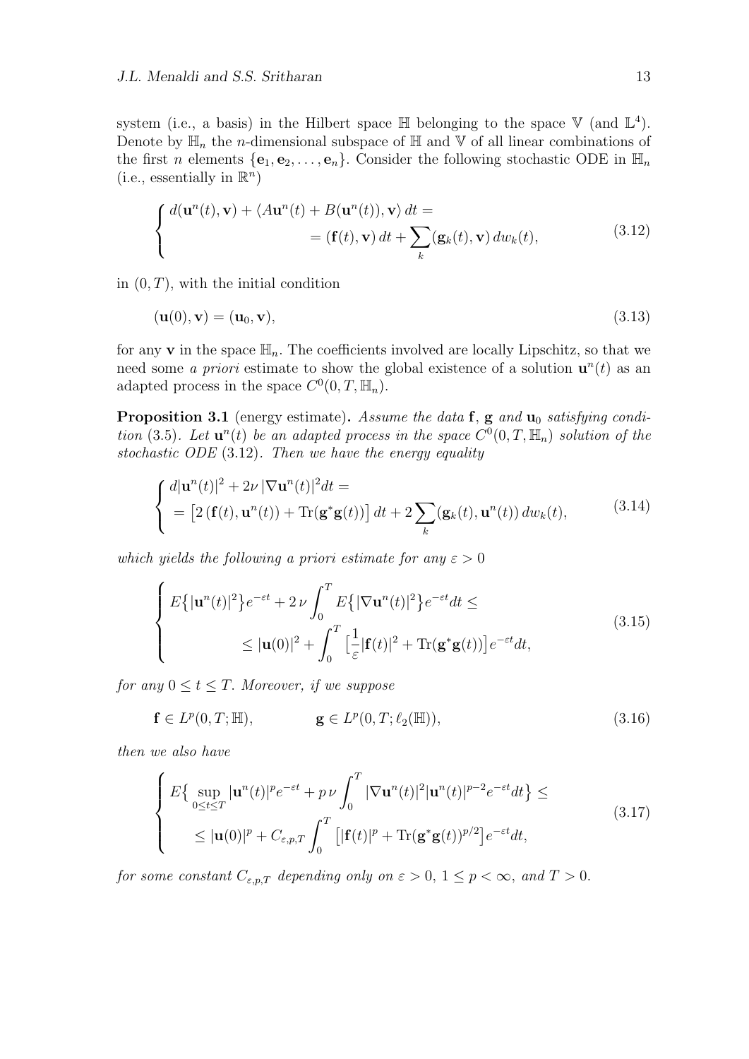system (i.e., a basis) in the Hilbert space $\mathbb{H}$ belonging to the space $\mathbb{V}$ (and $\mathbb{L}^4$). Denote by $\mathbb{H}_n$ the $n$-dimensional subspace of $\mathbb{H}$ and $\mathbb{V}$ of all linear combinations of the first $n$ elements $\{\mathbf{e}_1, \mathbf{e}_2, \ldots, \mathbf{e}_n\}$. Consider the following stochastic ODE in $\mathbb{H}_n$ (i.e., essentially in $\mathbb{R}^n$)

$$
\begin{cases}
d(\mathbf{u}^n(t), \mathbf{v}) + \langle A\mathbf{u}^n(t) + B(\mathbf{u}^n(t)), \mathbf{v}\rangle \, dt = \\
\qquad\qquad\qquad = (\mathbf{f}(t), \mathbf{v}) \, dt + \sum_k (\mathbf{g}_k(t), \mathbf{v}) \, dw_k(t),
\end{cases}
\tag{3.12}
$$

in $(0, T)$, with the initial condition

$$
(\mathbf{u}(0), \mathbf{v}) = (\mathbf{u}_0, \mathbf{v}),
\tag{3.13}
$$

for any $\mathbf{v}$ in the space $\mathbb{H}_n$. The coefficients involved are locally Lipschitz, so that we need some *a priori* estimate to show the global existence of a solution $\mathbf{u}^n(t)$ as an adapted process in the space $C^0(0, T, \mathbb{H}_n)$.

**Proposition 3.1** (energy estimate)**.** *Assume the data* $\mathbf{f}$, $\mathbf{g}$ *and* $\mathbf{u}_0$ *satisfying condition* (3.5)*. Let* $\mathbf{u}^n(t)$ *be an adapted process in the space* $C^0(0, T, \mathbb{H}_n)$ *solution of the stochastic ODE* (3.12)*. Then we have the energy equality*

$$
\begin{cases}
d|\mathbf{u}^n(t)|^2 + 2\nu \, |\nabla \mathbf{u}^n(t)|^2 dt = \\
= \big[2\, (\mathbf{f}(t), \mathbf{u}^n(t)) + \mathrm{Tr}(\mathbf{g}^*\mathbf{g}(t))\big] \, dt + 2 \sum_k (\mathbf{g}_k(t), \mathbf{u}^n(t)) \, dw_k(t),
\end{cases}
\tag{3.14}
$$

*which yields the following a priori estimate for any* $\varepsilon > 0$

$$
\begin{cases}
E\big\{|\mathbf{u}^n(t)|^2\big\} e^{-\varepsilon t} + 2\,\nu \displaystyle\int_0^T E\big\{|\nabla \mathbf{u}^n(t)|^2\big\} e^{-\varepsilon t} dt \leq \\
\qquad\qquad \leq |\mathbf{u}(0)|^2 + \displaystyle\int_0^T \big[\frac{1}{\varepsilon} |\mathbf{f}(t)|^2 + \mathrm{Tr}(\mathbf{g}^*\mathbf{g}(t))\big] e^{-\varepsilon t} dt,
\end{cases}
\tag{3.15}
$$

*for any* $0 \leq t \leq T$*. Moreover, if we suppose*

$$
\mathbf{f} \in L^p(0, T; \mathbb{H}), \qquad\qquad \mathbf{g} \in L^p(0, T; \ell_2(\mathbb{H})),
\tag{3.16}
$$

*then we also have*

$$
\begin{cases}
E\big\{\displaystyle\sup_{0 \leq t \leq T} |\mathbf{u}^n(t)|^p e^{-\varepsilon t} + p\,\nu \int_0^T |\nabla \mathbf{u}^n(t)|^2 |\mathbf{u}^n(t)|^{p-2} e^{-\varepsilon t} dt\big\} \leq \\
\qquad \leq |\mathbf{u}(0)|^p + C_{\varepsilon,p,T} \displaystyle\int_0^T \big[|\mathbf{f}(t)|^p + \mathrm{Tr}(\mathbf{g}^*\mathbf{g}(t))^{p/2}\big] e^{-\varepsilon t} dt,
\end{cases}
\tag{3.17}
$$

*for some constant* $C_{\varepsilon,p,T}$ *depending only on* $\varepsilon > 0$, $1 \leq p < \infty$, *and* $T > 0$.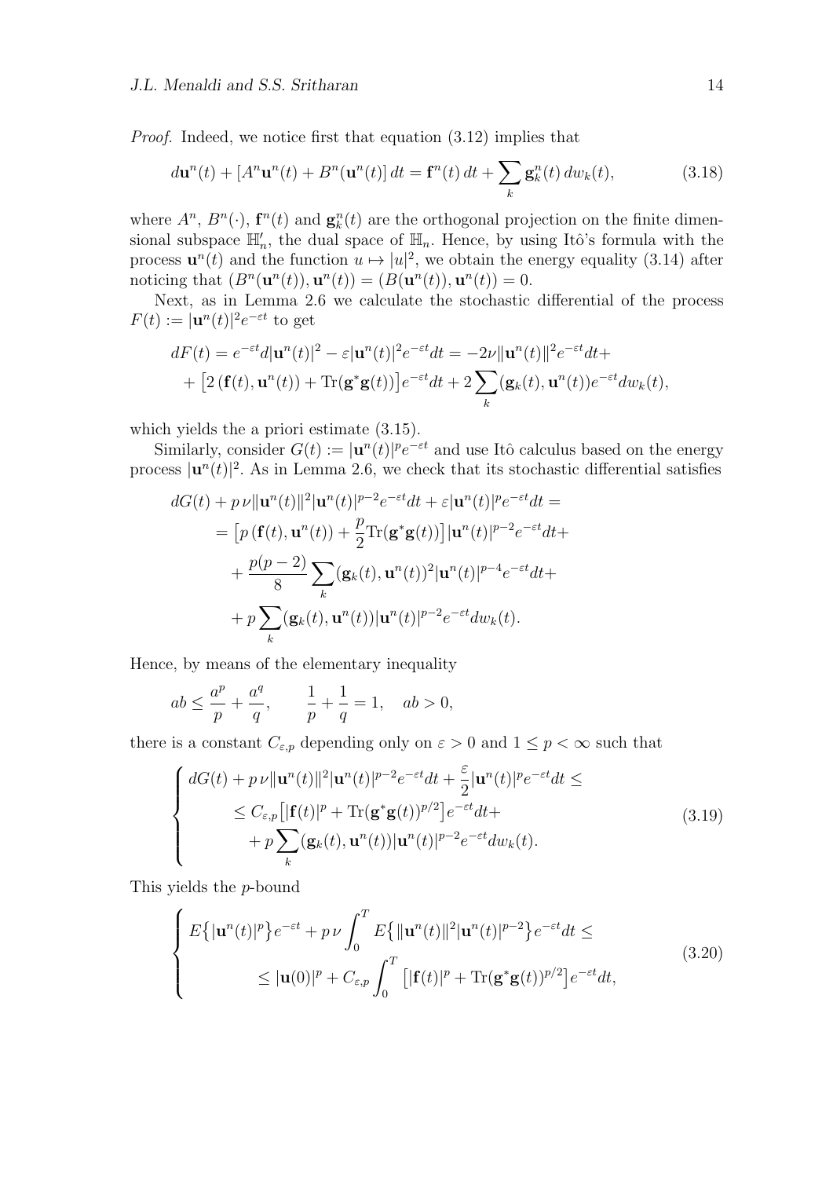*Proof.* Indeed, we notice first that equation (3.12) implies that

$$d\mathbf{u}^n(t) + [A^n\mathbf{u}^n(t) + B^n(\mathbf{u}^n(t)]\,dt = \mathbf{f}^n(t)\,dt + \sum_k \mathbf{g}_k^n(t)\,dw_k(t), \tag{3.18}$$

where $A^n$, $B^n(\cdot)$, $\mathbf{f}^n(t)$ and $\mathbf{g}_k^n(t)$ are the orthogonal projection on the finite dimensional subspace $\mathbb{H}_n'$, the dual space of $\mathbb{H}_n$. Hence, by using Itô's formula with the process $\mathbf{u}^n(t)$ and the function $u \mapsto |u|^2$, we obtain the energy equality (3.14) after noticing that $(B^n(\mathbf{u}^n(t)), \mathbf{u}^n(t)) = (B(\mathbf{u}^n(t)), \mathbf{u}^n(t)) = 0$.

Next, as in Lemma 2.6 we calculate the stochastic differential of the process $F(t) := |\mathbf{u}^n(t)|^2 e^{-\varepsilon t}$ to get

$$\begin{aligned} dF(t) &= e^{-\varepsilon t} d|\mathbf{u}^n(t)|^2 - \varepsilon |\mathbf{u}^n(t)|^2 e^{-\varepsilon t} dt = -2\nu \|\mathbf{u}^n(t)\|^2 e^{-\varepsilon t} dt + \\ &+ \big[2\,(\mathbf{f}(t), \mathbf{u}^n(t)) + \mathrm{Tr}(\mathbf{g}^*\mathbf{g}(t))\big] e^{-\varepsilon t} dt + 2\sum_k (\mathbf{g}_k(t), \mathbf{u}^n(t)) e^{-\varepsilon t} dw_k(t), \end{aligned}$$

which yields the a priori estimate (3.15).

Similarly, consider $G(t) := |\mathbf{u}^n(t)|^p e^{-\varepsilon t}$ and use Itô calculus based on the energy process $|\mathbf{u}^n(t)|^2$. As in Lemma 2.6, we check that its stochastic differential satisfies

$$\begin{aligned} dG(t) &+ p\,\nu \|\mathbf{u}^n(t)\|^2 |\mathbf{u}^n(t)|^{p-2} e^{-\varepsilon t} dt + \varepsilon |\mathbf{u}^n(t)|^p e^{-\varepsilon t} dt = \\ &= \big[p\,(\mathbf{f}(t), \mathbf{u}^n(t)) + \frac{p}{2}\mathrm{Tr}(\mathbf{g}^*\mathbf{g}(t))\big] |\mathbf{u}^n(t)|^{p-2} e^{-\varepsilon t} dt + \\ &\quad + \frac{p(p-2)}{8} \sum_k (\mathbf{g}_k(t), \mathbf{u}^n(t))^2 |\mathbf{u}^n(t)|^{p-4} e^{-\varepsilon t} dt + \\ &\quad + p\sum_k (\mathbf{g}_k(t), \mathbf{u}^n(t)) |\mathbf{u}^n(t)|^{p-2} e^{-\varepsilon t} dw_k(t). \end{aligned}$$

Hence, by means of the elementary inequality

$$ab \le \frac{a^p}{p} + \frac{a^q}{q}, \qquad \frac{1}{p} + \frac{1}{q} = 1, \quad ab > 0,$$

there is a constant $C_{\varepsilon,p}$ depending only on $\varepsilon > 0$ and $1 \le p < \infty$ such that

$$\begin{cases} dG(t) + p\,\nu \|\mathbf{u}^n(t)\|^2 |\mathbf{u}^n(t)|^{p-2} e^{-\varepsilon t} dt + \dfrac{\varepsilon}{2} |\mathbf{u}^n(t)|^p e^{-\varepsilon t} dt \le \\ \qquad \le C_{\varepsilon,p}\big[|\mathbf{f}(t)|^p + \mathrm{Tr}(\mathbf{g}^*\mathbf{g}(t))^{p/2}\big] e^{-\varepsilon t} dt + \\ \qquad\quad + p\displaystyle\sum_k (\mathbf{g}_k(t), \mathbf{u}^n(t)) |\mathbf{u}^n(t)|^{p-2} e^{-\varepsilon t} dw_k(t). \end{cases} \tag{3.19}$$

This yields the $p$-bound

$$\begin{cases} E\big\{|\mathbf{u}^n(t)|^p\big\} e^{-\varepsilon t} + p\,\nu \displaystyle\int_0^T E\big\{\|\mathbf{u}^n(t)\|^2 |\mathbf{u}^n(t)|^{p-2}\big\} e^{-\varepsilon t} dt \le \\ \qquad \le |\mathbf{u}(0)|^p + C_{\varepsilon,p} \displaystyle\int_0^T \big[|\mathbf{f}(t)|^p + \mathrm{Tr}(\mathbf{g}^*\mathbf{g}(t))^{p/2}\big] e^{-\varepsilon t} dt, \end{cases} \tag{3.20}$$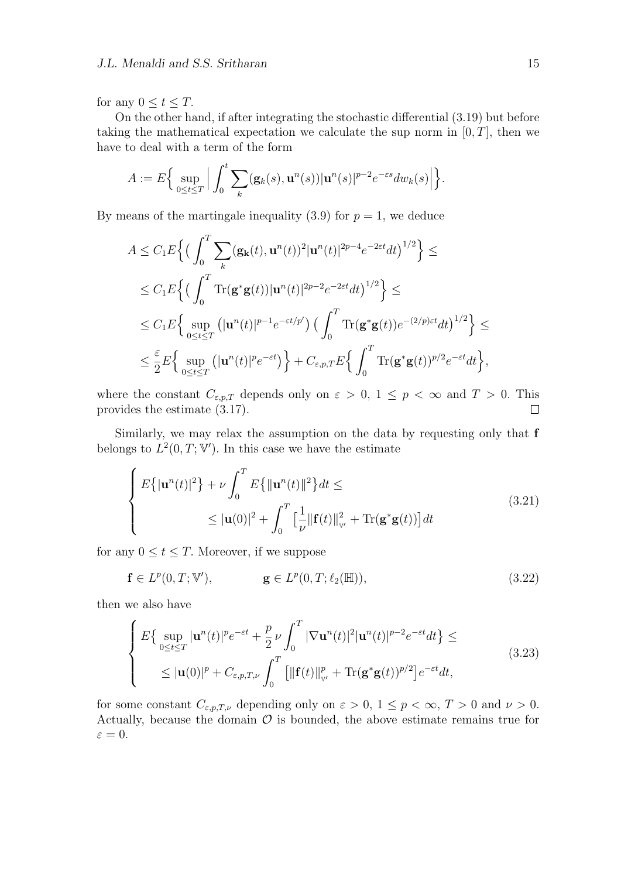for any $0 \le t \le T$.

On the other hand, if after integrating the stochastic differential (3.19) but before taking the mathematical expectation we calculate the sup norm in $[0,T]$, then we have to deal with a term of the form

$$A := E\Big\{ \sup_{0\le t\le T} \Big| \int_0^t \sum_k (\mathbf{g}_k(s), \mathbf{u}^n(s)) |\mathbf{u}^n(s)|^{p-2} e^{-\varepsilon s} dw_k(s) \Big| \Big\}.$$

By means of the martingale inequality (3.9) for $p = 1$, we deduce

$$\begin{aligned}
A &\le C_1 E\Big\{ \big( \int_0^T \sum_k (\mathbf{g_k}(t), \mathbf{u}^n(t))^2 |\mathbf{u}^n(t)|^{2p-4} e^{-2\varepsilon t} dt \big)^{1/2} \Big\} \le \\
&\le C_1 E\Big\{ \big( \int_0^T \mathrm{Tr}(\mathbf{g}^* \mathbf{g}(t)) |\mathbf{u}^n(t)|^{2p-2} e^{-2\varepsilon t} dt \big)^{1/2} \Big\} \le \\
&\le C_1 E\Big\{ \sup_{0\le t\le T} \big( |\mathbf{u}^n(t)|^{p-1} e^{-\varepsilon t/p'} \big) \big( \int_0^T \mathrm{Tr}(\mathbf{g}^* \mathbf{g}(t)) e^{-(2/p)\varepsilon t} dt \big)^{1/2} \Big\} \le \\
&\le \frac{\varepsilon}{2} E\Big\{ \sup_{0\le t\le T} \big( |\mathbf{u}^n(t)|^p e^{-\varepsilon t} \big) \Big\} + C_{\varepsilon,p,T} E\Big\{ \int_0^T \mathrm{Tr}(\mathbf{g}^* \mathbf{g}(t))^{p/2} e^{-\varepsilon t} dt \Big\},
\end{aligned}$$

where the constant $C_{\varepsilon,p,T}$ depends only on $\varepsilon > 0$, $1 \le p < \infty$ and $T > 0$. This provides the estimate (3.17). □

Similarly, we may relax the assumption on the data by requesting only that $\mathbf{f}$ belongs to $L^2(0,T;\mathbb{V}')$. In this case we have the estimate

$$\begin{cases}
E\big\{ |\mathbf{u}^n(t)|^2 \big\} + \nu \displaystyle\int_0^T E\big\{ \|\mathbf{u}^n(t)\|^2 \big\} dt \le \\
\qquad\qquad \le |\mathbf{u}(0)|^2 + \displaystyle\int_0^T \big[ \frac{1}{\nu} \|\mathbf{f}(t)\|_{\mathbb{V}'}^2 + \mathrm{Tr}(\mathbf{g}^* \mathbf{g}(t)) \big] dt
\end{cases} \tag{3.21}$$

for any $0 \le t \le T$. Moreover, if we suppose

$$\mathbf{f} \in L^p(0,T;\mathbb{V}'), \qquad\qquad \mathbf{g} \in L^p(0,T;\ell_2(\mathbb{H})), \tag{3.22}$$

then we also have

$$\begin{cases}
E\big\{ \displaystyle\sup_{0\le t\le T} |\mathbf{u}^n(t)|^p e^{-\varepsilon t} + \frac{p}{2} \nu \int_0^T |\nabla \mathbf{u}^n(t)|^2 |\mathbf{u}^n(t)|^{p-2} e^{-\varepsilon t} dt \big\} \le \\
\qquad \le |\mathbf{u}(0)|^p + C_{\varepsilon,p,T,\nu} \displaystyle\int_0^T \big[ \|\mathbf{f}(t)\|_{\mathbb{V}'}^p + \mathrm{Tr}(\mathbf{g}^* \mathbf{g}(t))^{p/2} \big] e^{-\varepsilon t} dt,
\end{cases} \tag{3.23}$$

for some constant $C_{\varepsilon,p,T,\nu}$ depending only on $\varepsilon > 0$, $1 \le p < \infty$, $T > 0$ and $\nu > 0$. Actually, because the domain $\mathcal{O}$ is bounded, the above estimate remains true for $\varepsilon = 0$.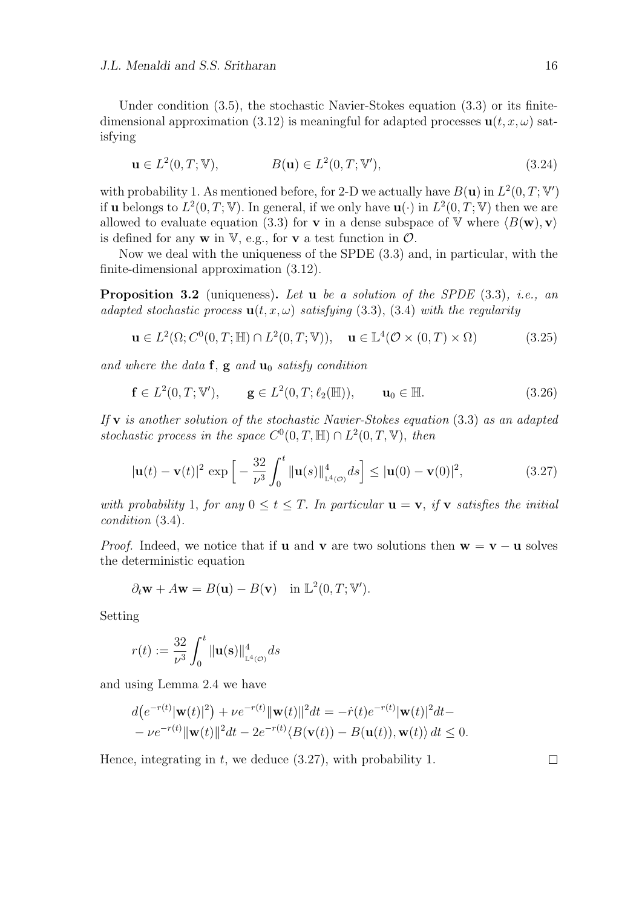Under condition (3.5), the stochastic Navier-Stokes equation (3.3) or its finite-dimensional approximation (3.12) is meaningful for adapted processes $\mathbf{u}(t, x, \omega)$ satisfying

$$\mathbf{u} \in L^2(0, T; \mathbb{V}), \qquad\qquad B(\mathbf{u}) \in L^2(0, T; \mathbb{V}'), \tag{3.24}$$

with probability 1. As mentioned before, for 2-D we actually have $B(\mathbf{u})$ in $L^2(0, T; \mathbb{V}')$ if $\mathbf{u}$ belongs to $L^2(0, T; \mathbb{V})$. In general, if we only have $\mathbf{u}(\cdot)$ in $L^2(0, T; \mathbb{V})$ then we are allowed to evaluate equation (3.3) for $\mathbf{v}$ in a dense subspace of $\mathbb{V}$ where $\langle B(\mathbf{w}), \mathbf{v} \rangle$ is defined for any $\mathbf{w}$ in $\mathbb{V}$, e.g., for $\mathbf{v}$ a test function in $\mathcal{O}$.

Now we deal with the uniqueness of the SPDE (3.3) and, in particular, with the finite-dimensional approximation (3.12).

**Proposition 3.2** (uniqueness)**.** *Let $\mathbf{u}$ be a solution of the SPDE* (3.3)*, i.e., an adapted stochastic process $\mathbf{u}(t, x, \omega)$ satisfying* (3.3), (3.4) *with the regularity*

$$\mathbf{u} \in L^2(\Omega; C^0(0, T; \mathbb{H}) \cap L^2(0, T; \mathbb{V})), \quad \mathbf{u} \in \mathbb{L}^4(\mathcal{O} \times (0, T) \times \Omega) \tag{3.25}$$

*and where the data $\mathbf{f}$, $\mathbf{g}$ and $\mathbf{u}_0$ satisfy condition*

$$\mathbf{f} \in L^2(0, T; \mathbb{V}'), \qquad \mathbf{g} \in L^2(0, T; \ell_2(\mathbb{H})), \qquad \mathbf{u}_0 \in \mathbb{H}. \tag{3.26}$$

*If $\mathbf{v}$ is another solution of the stochastic Navier-Stokes equation* (3.3) *as an adapted stochastic process in the space $C^0(0, T, \mathbb{H}) \cap L^2(0, T, \mathbb{V})$, then*

$$|\mathbf{u}(t) - \mathbf{v}(t)|^2 \exp\Big[ -\frac{32}{\nu^3} \int_0^t \|\mathbf{u}(s)\|^4_{\mathbb{L}^4(\mathcal{O})} ds \Big] \leq |\mathbf{u}(0) - \mathbf{v}(0)|^2, \tag{3.27}$$

*with probability* 1*, for any $0 \leq t \leq T$. In particular $\mathbf{u} = \mathbf{v}$, if $\mathbf{v}$ satisfies the initial condition* (3.4)*.*

*Proof.* Indeed, we notice that if $\mathbf{u}$ and $\mathbf{v}$ are two solutions then $\mathbf{w} = \mathbf{v} - \mathbf{u}$ solves the deterministic equation

$$\partial_t \mathbf{w} + A\mathbf{w} = B(\mathbf{u}) - B(\mathbf{v}) \quad \text{in } \mathbb{L}^2(0, T; \mathbb{V}').$$

Setting

$$r(t) := \frac{32}{\nu^3} \int_0^t \|\mathbf{u}(\mathbf{s})\|^4_{\mathbb{L}^4(\mathcal{O})} ds$$

and using Lemma 2.4 we have

$$d\big(e^{-r(t)}|\mathbf{w}(t)|^2\big) + \nu e^{-r(t)}\|\mathbf{w}(t)\|^2 dt = -\dot{r}(t) e^{-r(t)}|\mathbf{w}(t)|^2 dt -$$
$$- \nu e^{-r(t)}\|\mathbf{w}(t)\|^2 dt - 2e^{-r(t)}\langle B(\mathbf{v}(t)) - B(\mathbf{u}(t)), \mathbf{w}(t)\rangle \, dt \leq 0.$$

Hence, integrating in $t$, we deduce (3.27), with probability 1. $\square$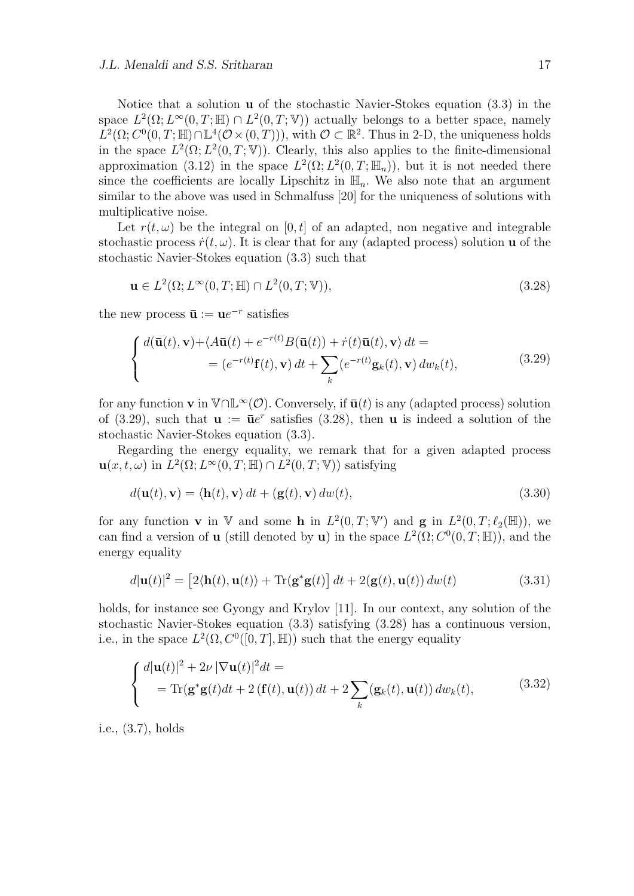Notice that a solution $\mathbf{u}$ of the stochastic Navier-Stokes equation (3.3) in the space $L^2(\Omega; L^\infty(0,T;\mathbb{H}) \cap L^2(0,T;\mathbb{V}))$ actually belongs to a better space, namely $L^2(\Omega; C^0(0,T;\mathbb{H}) \cap \mathbb{L}^4(\mathcal{O}\times(0,T)))$, with $\mathcal{O} \subset \mathbb{R}^2$. Thus in 2-D, the uniqueness holds in the space $L^2(\Omega; L^2(0,T;\mathbb{V}))$. Clearly, this also applies to the finite-dimensional approximation (3.12) in the space $L^2(\Omega; L^2(0,T;\mathbb{H}_n))$, but it is not needed there since the coefficients are locally Lipschitz in $\mathbb{H}_n$. We also note that an argument similar to the above was used in Schmalfuss [20] for the uniqueness of solutions with multiplicative noise.

Let $r(t,\omega)$ be the integral on $[0,t]$ of an adapted, non negative and integrable stochastic process $\dot r(t,\omega)$. It is clear that for any (adapted process) solution $\mathbf{u}$ of the stochastic Navier-Stokes equation (3.3) such that

$$
\mathbf{u} \in L^2(\Omega; L^\infty(0,T;\mathbb{H}) \cap L^2(0,T;\mathbb{V})), \tag{3.28}
$$

the new process $\bar{\mathbf{u}} := \mathbf{u}e^{-r}$ satisfies

$$
\begin{cases} d(\bar{\mathbf{u}}(t),\mathbf{v}) + \langle A\bar{\mathbf{u}}(t) + e^{-r(t)}B(\bar{\mathbf{u}}(t)) + \dot r(t)\bar{\mathbf{u}}(t),\mathbf{v}\rangle\, dt = \\ \qquad = (e^{-r(t)}\mathbf{f}(t),\mathbf{v})\, dt + \displaystyle\sum_k (e^{-r(t)}\mathbf{g}_k(t),\mathbf{v})\, dw_k(t), \end{cases} \tag{3.29}
$$

for any function $\mathbf{v}$ in $\mathbb{V}\cap\mathbb{L}^\infty(\mathcal{O})$. Conversely, if $\bar{\mathbf{u}}(t)$ is any (adapted process) solution of (3.29), such that $\mathbf{u} := \bar{\mathbf{u}}e^r$ satisfies (3.28), then $\mathbf{u}$ is indeed a solution of the stochastic Navier-Stokes equation (3.3).

Regarding the energy equality, we remark that for a given adapted process $\mathbf{u}(x,t,\omega)$ in $L^2(\Omega; L^\infty(0,T;\mathbb{H}) \cap L^2(0,T;\mathbb{V}))$ satisfying

$$
d(\mathbf{u}(t),\mathbf{v}) = \langle \mathbf{h}(t),\mathbf{v}\rangle\, dt + (\mathbf{g}(t),\mathbf{v})\, dw(t), \tag{3.30}
$$

for any function $\mathbf{v}$ in $\mathbb{V}$ and some $\mathbf{h}$ in $L^2(0,T;\mathbb{V}')$ and $\mathbf{g}$ in $L^2(0,T;\ell_2(\mathbb{H}))$, we can find a version of $\mathbf{u}$ (still denoted by $\mathbf{u}$) in the space $L^2(\Omega; C^0(0,T;\mathbb{H}))$, and the energy equality

$$
d|\mathbf{u}(t)|^2 = \big[2\langle \mathbf{h}(t),\mathbf{u}(t)\rangle + \mathrm{Tr}(\mathbf{g}^*\mathbf{g}(t)\big]\, dt + 2(\mathbf{g}(t),\mathbf{u}(t))\, dw(t) \tag{3.31}
$$

holds, for instance see Gyongy and Krylov [11]. In our context, any solution of the stochastic Navier-Stokes equation (3.3) satisfying (3.28) has a continuous version, i.e., in the space $L^2(\Omega, C^0([0,T],\mathbb{H}))$ such that the energy equality

$$
\begin{cases} d|\mathbf{u}(t)|^2 + 2\nu\, |\nabla\mathbf{u}(t)|^2 dt = \\ \quad = \mathrm{Tr}(\mathbf{g}^*\mathbf{g}(t)dt + 2\,(\mathbf{f}(t),\mathbf{u}(t))\, dt + 2\displaystyle\sum_k (\mathbf{g}_k(t),\mathbf{u}(t))\, dw_k(t), \end{cases} \tag{3.32}
$$

i.e., (3.7), holds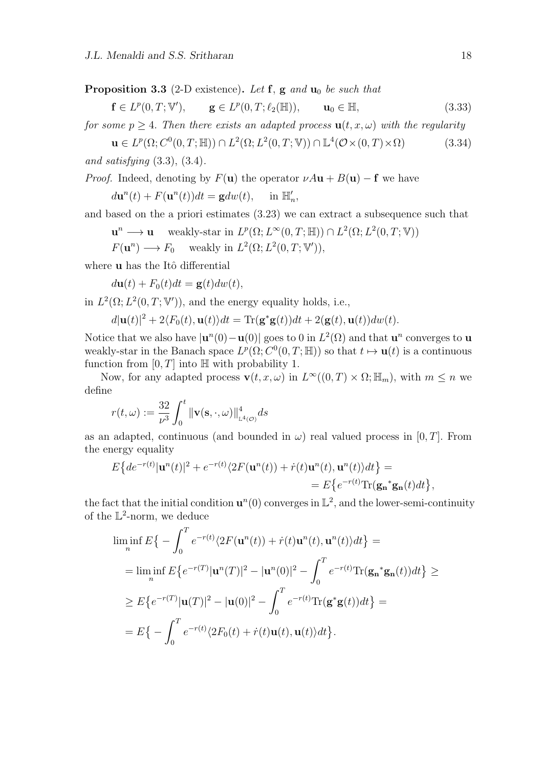**Proposition 3.3** (2-D existence)**.** *Let* $\mathbf{f}$, $\mathbf{g}$ *and* $\mathbf{u}_0$ *be such that*

$$\mathbf{f} \in L^p(0,T;\mathbb{V}'), \qquad \mathbf{g} \in L^p(0,T;\ell_2(\mathbb{H})), \qquad \mathbf{u}_0 \in \mathbb{H}, \tag{3.33}$$

*for some* $p \geq 4$. *Then there exists an adapted process* $\mathbf{u}(t,x,\omega)$ *with the regularity*

$$\mathbf{u} \in L^p(\Omega; C^0(0,T;\mathbb{H})) \cap L^2(\Omega; L^2(0,T;\mathbb{V})) \cap \mathbb{L}^4(\mathcal{O}\times(0,T)\times\Omega) \tag{3.34}$$

*and satisfying* (3.3), (3.4).

*Proof.* Indeed, denoting by $F(\mathbf{u})$ the operator $\nu A\mathbf{u} + B(\mathbf{u}) - \mathbf{f}$ we have

$$d\mathbf{u}^n(t) + F(\mathbf{u}^n(t))dt = \mathbf{g}dw(t), \quad \text{ in } \mathbb{H}_n',$$

and based on the a priori estimates (3.23) we can extract a subsequence such that

$$\mathbf{u}^n \longrightarrow \mathbf{u} \quad \text{weakly-star in } L^p(\Omega; L^\infty(0,T;\mathbb{H})) \cap L^2(\Omega; L^2(0,T;\mathbb{V}))$$

$$F(\mathbf{u}^n) \longrightarrow F_0 \quad \text{weakly in } L^2(\Omega; L^2(0,T;\mathbb{V}')),$$

where $\mathbf{u}$ has the Itô differential

$$d\mathbf{u}(t) + F_0(t)dt = \mathbf{g}(t)dw(t),$$

in $L^2(\Omega; L^2(0,T;\mathbb{V}'))$, and the energy equality holds, i.e.,

$$d|\mathbf{u}(t)|^2 + 2\langle F_0(t), \mathbf{u}(t)\rangle dt = \mathrm{Tr}(\mathbf{g}^*\mathbf{g}(t))dt + 2(\mathbf{g}(t), \mathbf{u}(t))dw(t).$$

Notice that we also have $|\mathbf{u}^n(0) - \mathbf{u}(0)|$ goes to 0 in $L^2(\Omega)$ and that $\mathbf{u}^n$ converges to $\mathbf{u}$ weakly-star in the Banach space $L^p(\Omega; C^0(0,T;\mathbb{H}))$ so that $t \mapsto \mathbf{u}(t)$ is a continuous function from $[0,T]$ into $\mathbb{H}$ with probability 1.

Now, for any adapted process $\mathbf{v}(t,x,\omega)$ in $L^\infty((0,T)\times\Omega; \mathbb{H}_m)$, with $m \leq n$ we define

$$r(t,\omega) := \frac{32}{\nu^3}\int_0^t \|\mathbf{v}(\mathbf{s},\cdot,\omega)\|^4_{\mathbb{L}^4(\mathcal{O})} ds$$

as an adapted, continuous (and bounded in $\omega$) real valued process in $[0,T]$. From the energy equality

$$E\big\{de^{-r(t)}|\mathbf{u}^n(t)|^2 + e^{-r(t)}\langle 2F(\mathbf{u}^n(t)) + \dot{r}(t)\mathbf{u}^n(t), \mathbf{u}^n(t)\rangle dt\big\} = \\ = E\big\{e^{-r(t)}\mathrm{Tr}(\mathbf{g_n}^*\mathbf{g_n}(t)dt\big\},$$

the fact that the initial condition $\mathbf{u}^n(0)$ converges in $\mathbb{L}^2$, and the lower-semi-continuity of the $\mathbb{L}^2$-norm, we deduce

$$\begin{aligned}
&\liminf_n E\Big\{-\int_0^T e^{-r(t)}\langle 2F(\mathbf{u}^n(t)) + \dot{r}(t)\mathbf{u}^n(t), \mathbf{u}^n(t)\rangle dt\Big\} = \\
&= \liminf_n E\Big\{e^{-r(T)}|\mathbf{u}^n(T)|^2 - |\mathbf{u}^n(0)|^2 - \int_0^T e^{-r(t)}\mathrm{Tr}(\mathbf{g_n}^*\mathbf{g_n}(t))dt\Big\} \geq \\
&\geq E\Big\{e^{-r(T)}|\mathbf{u}(T)|^2 - |\mathbf{u}(0)|^2 - \int_0^T e^{-r(t)}\mathrm{Tr}(\mathbf{g}^*\mathbf{g}(t))dt\Big\} = \\
&= E\Big\{-\int_0^T e^{-r(t)}\langle 2F_0(t) + \dot{r}(t)\mathbf{u}(t), \mathbf{u}(t)\rangle dt\Big\}.
\end{aligned}$$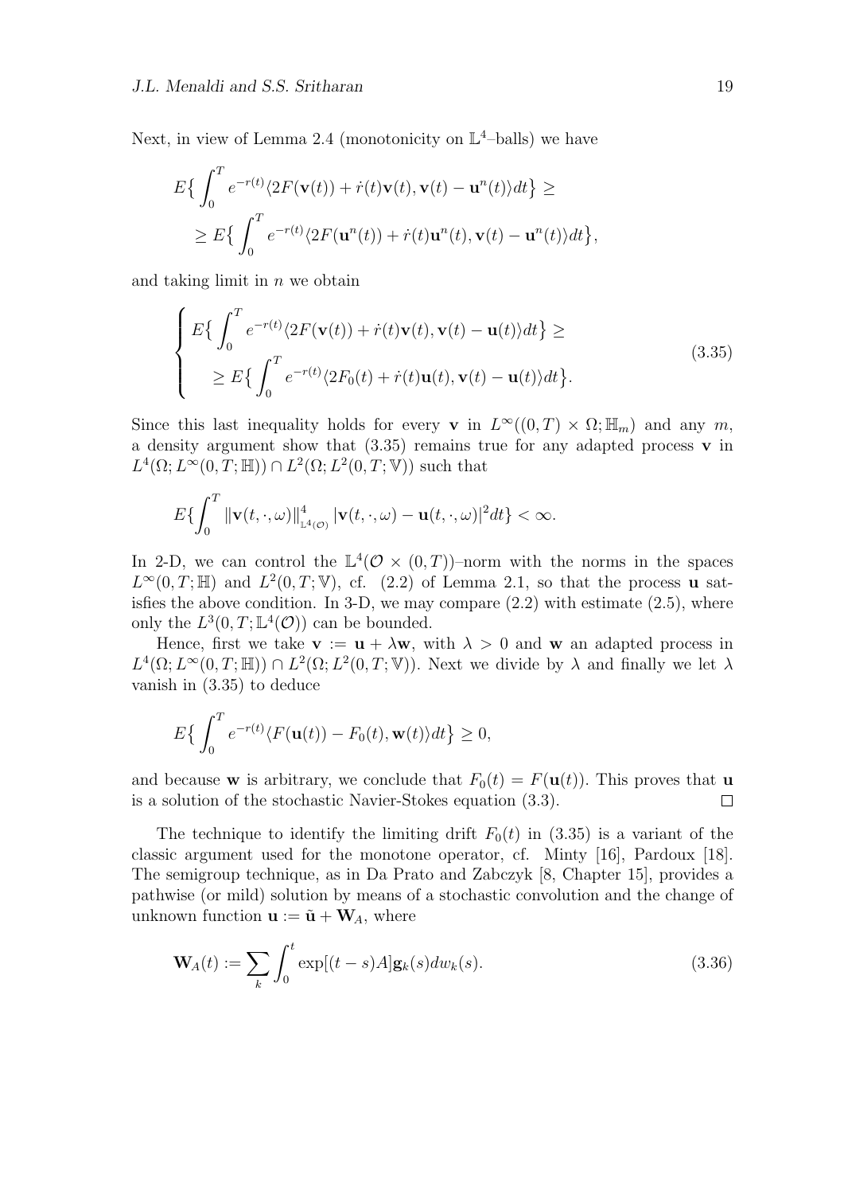Next, in view of Lemma 2.4 (monotonicity on $\mathbb{L}^4$–balls) we have

$$
\begin{aligned}
&E\Big\{ \int_0^T e^{-r(t)} \langle 2F(\mathbf{v}(t)) + \dot r(t)\mathbf{v}(t), \mathbf{v}(t) - \mathbf{u}^n(t)\rangle dt \Big\} \geq \\
&\quad \geq E\Big\{ \int_0^T e^{-r(t)} \langle 2F(\mathbf{u}^n(t)) + \dot r(t)\mathbf{u}^n(t), \mathbf{v}(t) - \mathbf{u}^n(t)\rangle dt \Big\},
\end{aligned}
$$

and taking limit in $n$ we obtain

$$
\begin{cases}
E\Big\{ \displaystyle\int_0^T e^{-r(t)} \langle 2F(\mathbf{v}(t)) + \dot r(t)\mathbf{v}(t), \mathbf{v}(t) - \mathbf{u}(t)\rangle dt \Big\} \geq \\
\quad \geq E\Big\{ \displaystyle\int_0^T e^{-r(t)} \langle 2F_0(t) + \dot r(t)\mathbf{u}(t), \mathbf{v}(t) - \mathbf{u}(t)\rangle dt \Big\}.
\end{cases}
\tag{3.35}
$$

Since this last inequality holds for every $\mathbf{v}$ in $L^\infty((0,T)\times\Omega;\mathbb{H}_m)$ and any $m$, a density argument show that (3.35) remains true for any adapted process $\mathbf{v}$ in $L^4(\Omega; L^\infty(0,T;\mathbb{H})) \cap L^2(\Omega; L^2(0,T;\mathbb{V}))$ such that

$$
E\Big\{ \int_0^T \|\mathbf{v}(t,\cdot,\omega)\|^4_{\mathbb{L}^4(\mathcal{O})} |\mathbf{v}(t,\cdot,\omega) - \mathbf{u}(t,\cdot,\omega)|^2 dt \Big\} < \infty.
$$

In 2-D, we can control the $\mathbb{L}^4(\mathcal{O}\times(0,T))$–norm with the norms in the spaces $L^\infty(0,T;\mathbb{H})$ and $L^2(0,T;\mathbb{V})$, cf. (2.2) of Lemma 2.1, so that the process $\mathbf{u}$ satisfies the above condition. In 3-D, we may compare (2.2) with estimate (2.5), where only the $L^3(0,T;\mathbb{L}^4(\mathcal{O}))$ can be bounded.

Hence, first we take $\mathbf{v} := \mathbf{u} + \lambda\mathbf{w}$, with $\lambda > 0$ and $\mathbf{w}$ an adapted process in $L^4(\Omega; L^\infty(0,T;\mathbb{H})) \cap L^2(\Omega; L^2(0,T;\mathbb{V}))$. Next we divide by $\lambda$ and finally we let $\lambda$ vanish in (3.35) to deduce

$$
E\Big\{ \int_0^T e^{-r(t)} \langle F(\mathbf{u}(t)) - F_0(t), \mathbf{w}(t)\rangle dt \Big\} \geq 0,
$$

and because $\mathbf{w}$ is arbitrary, we conclude that $F_0(t) = F(\mathbf{u}(t))$. This proves that $\mathbf{u}$ is a solution of the stochastic Navier-Stokes equation (3.3). $\square$

The technique to identify the limiting drift $F_0(t)$ in (3.35) is a variant of the classic argument used for the monotone operator, cf. Minty [16], Pardoux [18]. The semigroup technique, as in Da Prato and Zabczyk [8, Chapter 15], provides a pathwise (or mild) solution by means of a stochastic convolution and the change of unknown function $\mathbf{u} := \tilde{\mathbf{u}} + \mathbf{W}_A$, where

$$
\mathbf{W}_A(t) := \sum_k \int_0^t \exp[(t-s)A]\mathbf{g}_k(s) dw_k(s). \tag{3.36}
$$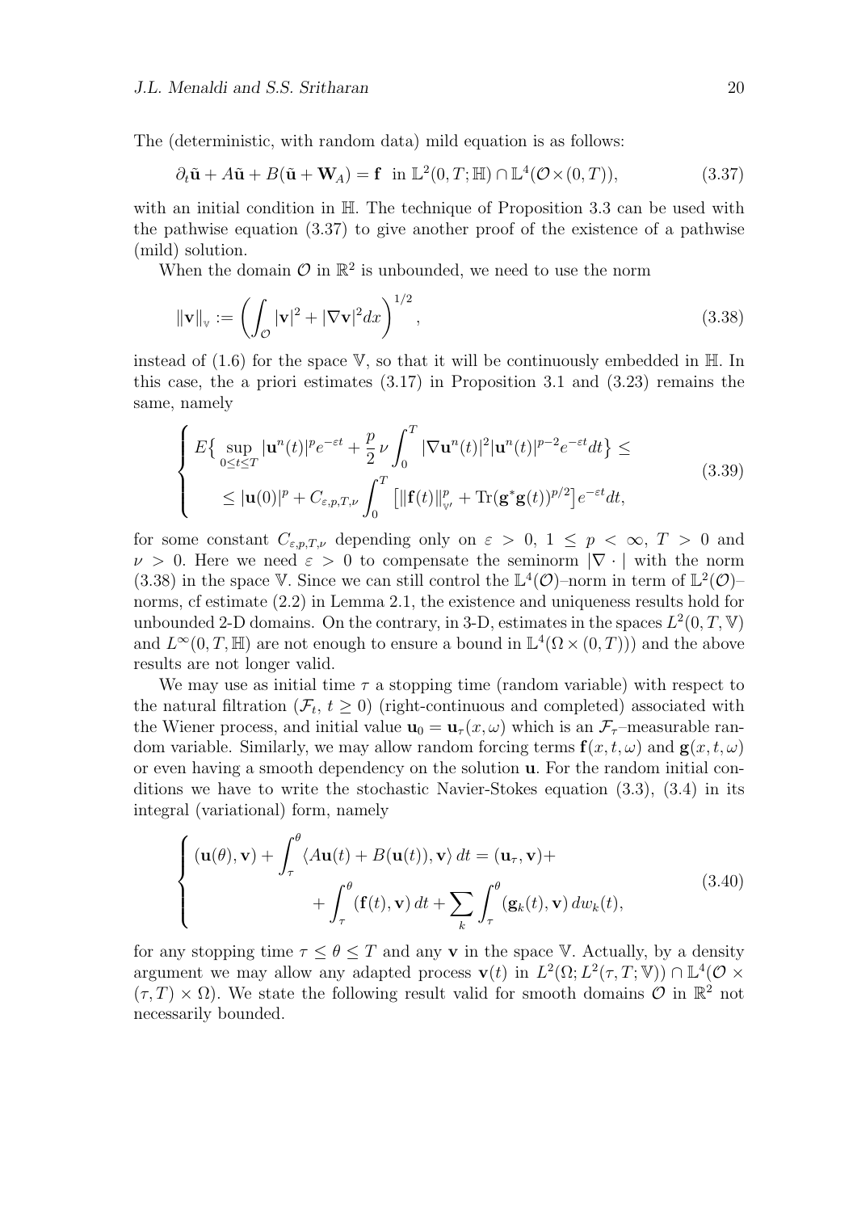The (deterministic, with random data) mild equation is as follows:

$$
\partial_t \tilde{\mathbf{u}} + A\tilde{\mathbf{u}} + B(\tilde{\mathbf{u}} + \mathbf{W}_A) = \mathbf{f} \ \text{ in } \mathbb{L}^2(0,T;\mathbb{H}) \cap \mathbb{L}^4(\mathcal{O}\times(0,T)), \tag{3.37}
$$

with an initial condition in $\mathbb{H}$. The technique of Proposition 3.3 can be used with the pathwise equation (3.37) to give another proof of the existence of a pathwise (mild) solution.

When the domain $\mathcal{O}$ in $\mathbb{R}^2$ is unbounded, we need to use the norm

$$
\|\mathbf{v}\|_{\mathbb{V}} := \left( \int_{\mathcal{O}} |\mathbf{v}|^2 + |\nabla \mathbf{v}|^2 dx \right)^{1/2}, \tag{3.38}
$$

instead of (1.6) for the space $\mathbb{V}$, so that it will be continuously embedded in $\mathbb{H}$. In this case, the a priori estimates (3.17) in Proposition 3.1 and (3.23) remains the same, namely

$$
\begin{cases}
E\big\{ \sup\limits_{0\le t\le T} |\mathbf{u}^n(t)|^p e^{-\varepsilon t} + \dfrac{p}{2}\,\nu \displaystyle\int_0^T |\nabla \mathbf{u}^n(t)|^2 |\mathbf{u}^n(t)|^{p-2} e^{-\varepsilon t} dt \big\} \le \\
\quad \le |\mathbf{u}(0)|^p + C_{\varepsilon,p,T,\nu} \displaystyle\int_0^T \big[ \|\mathbf{f}(t)\|_{\mathbb{V}'}^p + \mathrm{Tr}(\mathbf{g}^*\mathbf{g}(t))^{p/2} \big] e^{-\varepsilon t} dt,
\end{cases} \tag{3.39}
$$

for some constant $C_{\varepsilon,p,T,\nu}$ depending only on $\varepsilon > 0$, $1 \le p < \infty$, $T > 0$ and $\nu > 0$. Here we need $\varepsilon > 0$ to compensate the seminorm $|\nabla \cdot|$ with the norm (3.38) in the space $\mathbb{V}$. Since we can still control the $\mathbb{L}^4(\mathcal{O})$–norm in term of $\mathbb{L}^2(\mathcal{O})$–norms, cf estimate (2.2) in Lemma 2.1, the existence and uniqueness results hold for unbounded 2-D domains. On the contrary, in 3-D, estimates in the spaces $L^2(0,T,\mathbb{V})$ and $L^\infty(0,T,\mathbb{H})$ are not enough to ensure a bound in $\mathbb{L}^4(\Omega \times (0,T)))$ and the above results are not longer valid.

We may use as initial time $\tau$ a stopping time (random variable) with respect to the natural filtration $(\mathcal{F}_t,\ t \ge 0)$ (right-continuous and completed) associated with the Wiener process, and initial value $\mathbf{u}_0 = \mathbf{u}_\tau(x,\omega)$ which is an $\mathcal{F}_\tau$–measurable random variable. Similarly, we may allow random forcing terms $\mathbf{f}(x,t,\omega)$ and $\mathbf{g}(x,t,\omega)$ or even having a smooth dependency on the solution $\mathbf{u}$. For the random initial conditions we have to write the stochastic Navier-Stokes equation (3.3), (3.4) in its integral (variational) form, namely

$$
\begin{cases}
(\mathbf{u}(\theta),\mathbf{v}) + \displaystyle\int_\tau^\theta \langle A\mathbf{u}(t) + B(\mathbf{u}(t)), \mathbf{v}\rangle\, dt = (\mathbf{u}_\tau, \mathbf{v}) + \\
\qquad\qquad + \displaystyle\int_\tau^\theta (\mathbf{f}(t),\mathbf{v})\, dt + \sum_k \int_\tau^\theta (\mathbf{g}_k(t),\mathbf{v})\, dw_k(t),
\end{cases} \tag{3.40}
$$

for any stopping time $\tau \le \theta \le T$ and any $\mathbf{v}$ in the space $\mathbb{V}$. Actually, by a density argument we may allow any adapted process $\mathbf{v}(t)$ in $L^2(\Omega; L^2(\tau,T;\mathbb{V})) \cap \mathbb{L}^4(\mathcal{O} \times (\tau,T)\times\Omega)$. We state the following result valid for smooth domains $\mathcal{O}$ in $\mathbb{R}^2$ not necessarily bounded.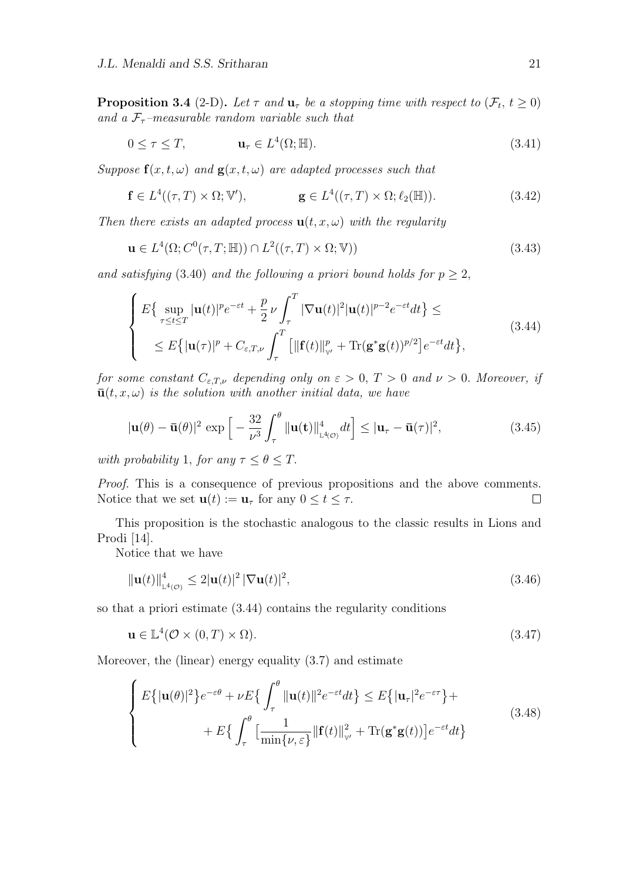**Proposition 3.4** (2-D)**.** *Let $\tau$ and $\mathbf{u}_\tau$ be a stopping time with respect to $(\mathcal{F}_t,\ t \geq 0)$ and a $\mathcal{F}_\tau$–measurable random variable such that*

$$
0 \leq \tau \leq T, \qquad\qquad \mathbf{u}_\tau \in L^4(\Omega; \mathbb{H}). \tag{3.41}
$$

*Suppose $\mathbf{f}(x,t,\omega)$ and $\mathbf{g}(x,t,\omega)$ are adapted processes such that*

$$
\mathbf{f} \in L^4((\tau,T)\times\Omega; \mathbb{V}'), \qquad\qquad \mathbf{g} \in L^4((\tau,T)\times\Omega; \ell_2(\mathbb{H})). \tag{3.42}
$$

*Then there exists an adapted process $\mathbf{u}(t,x,\omega)$ with the regularity*

$$
\mathbf{u} \in L^4(\Omega; C^0(\tau,T;\mathbb{H})) \cap L^2((\tau,T)\times\Omega;\mathbb{V})) \tag{3.43}
$$

*and satisfying* (3.40) *and the following a priori bound holds for $p \geq 2$,*

$$
\begin{cases}
E\big\{ \sup\limits_{\tau\leq t\leq T} |\mathbf{u}(t)|^p e^{-\varepsilon t} + \dfrac{p}{2}\,\nu \displaystyle\int_\tau^T |\nabla \mathbf{u}(t)|^2 |\mathbf{u}(t)|^{p-2} e^{-\varepsilon t} dt \big\} \leq \\
\quad \leq E\big\{ |\mathbf{u}(\tau)|^p + C_{\varepsilon,T,\nu} \displaystyle\int_\tau^T \big[ \|\mathbf{f}(t)\|_{\mathbb{V}'}^p + \mathrm{Tr}(\mathbf{g}^*\mathbf{g}(t))^{p/2} \big] e^{-\varepsilon t} dt \big\},
\end{cases} \tag{3.44}
$$

*for some constant $C_{\varepsilon,T,\nu}$ depending only on $\varepsilon > 0$, $T > 0$ and $\nu > 0$. Moreover, if $\bar{\mathbf{u}}(t,x,\omega)$ is the solution with another initial data, we have*

$$
|\mathbf{u}(\theta) - \bar{\mathbf{u}}(\theta)|^2 \, \exp\Big[ -\frac{32}{\nu^3} \int_\tau^\theta \|\mathbf{u}(\mathbf{t})\|_{\mathbb{L}^4(\mathcal{O})}^4 dt \Big] \leq |\mathbf{u}_\tau - \bar{\mathbf{u}}(\tau)|^2, \tag{3.45}
$$

*with probability* 1*, for any $\tau \leq \theta \leq T$.*

*Proof.* This is a consequence of previous propositions and the above comments. Notice that we set $\mathbf{u}(t) := \mathbf{u}_\tau$ for any $0 \leq t \leq \tau$. $\square$

This proposition is the stochastic analogous to the classic results in Lions and Prodi [14].

Notice that we have

$$
\|\mathbf{u}(t)\|_{\mathbb{L}^4(\mathcal{O})}^4 \leq 2|\mathbf{u}(t)|^2\,|\nabla \mathbf{u}(t)|^2, \tag{3.46}
$$

so that a priori estimate (3.44) contains the regularity conditions

$$
\mathbf{u} \in \mathbb{L}^4(\mathcal{O}\times(0,T)\times\Omega). \tag{3.47}
$$

Moreover, the (linear) energy equality (3.7) and estimate

$$
\begin{cases}
E\big\{|\mathbf{u}(\theta)|^2\big\} e^{-\varepsilon\theta} + \nu E\big\{ \displaystyle\int_\tau^\theta \|\mathbf{u}(t)\|^2 e^{-\varepsilon t} dt \big\} \leq E\big\{ |\mathbf{u}_\tau|^2 e^{-\varepsilon\tau} \big\} + \\
\qquad\qquad + E\big\{ \displaystyle\int_\tau^\theta \big[ \frac{1}{\min\{\nu,\varepsilon\}} \|\mathbf{f}(t)\|_{\mathbb{V}'}^2 + \mathrm{Tr}(\mathbf{g}^*\mathbf{g}(t)) \big] e^{-\varepsilon t} dt \big\}
\end{cases} \tag{3.48}
$$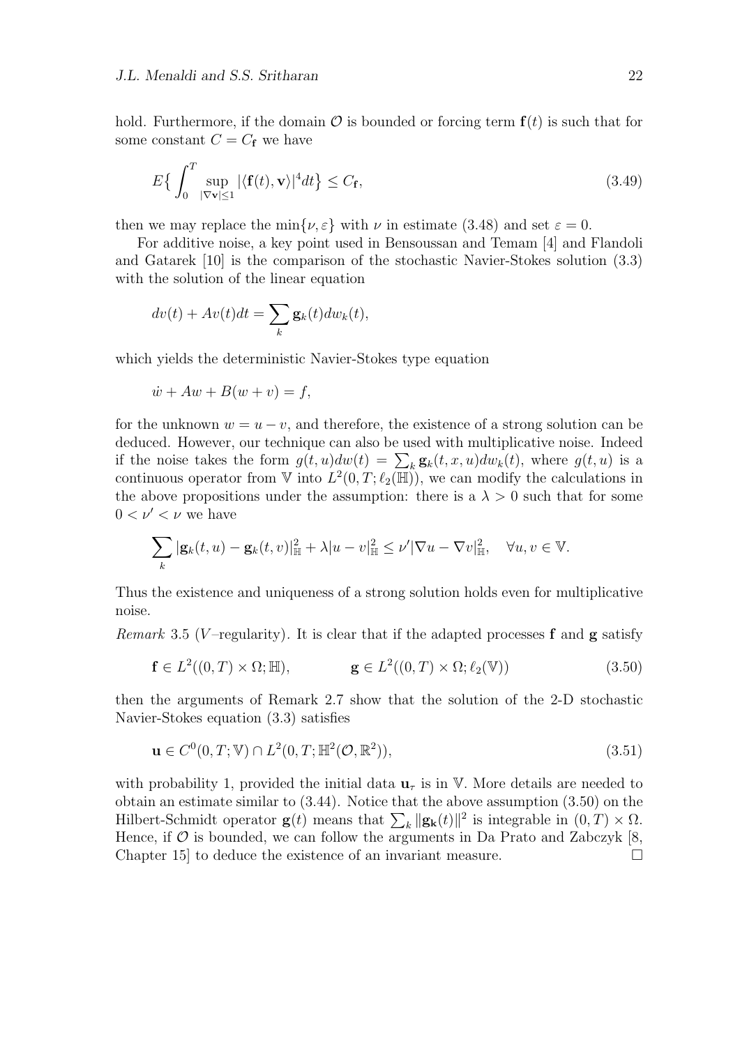hold. Furthermore, if the domain $\mathcal{O}$ is bounded or forcing term $\mathbf{f}(t)$ is such that for some constant $C = C_{\mathbf{f}}$ we have

$$E\Big\{ \int_0^T \sup_{|\nabla \mathbf{v}|\leq 1} |\langle \mathbf{f}(t), \mathbf{v}\rangle|^4 dt \Big\} \leq C_{\mathbf{f}}, \tag{3.49}$$

then we may replace the $\min\{\nu, \varepsilon\}$ with $\nu$ in estimate (3.48) and set $\varepsilon = 0$.

For additive noise, a key point used in Bensoussan and Temam [4] and Flandoli and Gatarek [10] is the comparison of the stochastic Navier-Stokes solution (3.3) with the solution of the linear equation

$$dv(t) + Av(t)dt = \sum_k \mathbf{g}_k(t) dw_k(t),$$

which yields the deterministic Navier-Stokes type equation

$$\dot{w} + Aw + B(w + v) = f,$$

for the unknown $w = u - v$, and therefore, the existence of a strong solution can be deduced. However, our technique can also be used with multiplicative noise. Indeed if the noise takes the form $g(t, u)dw(t) = \sum_k \mathbf{g}_k(t, x, u)dw_k(t)$, where $g(t, u)$ is a continuous operator from $\mathbb{V}$ into $L^2(0, T; \ell_2(\mathbb{H}))$, we can modify the calculations in the above propositions under the assumption: there is a $\lambda > 0$ such that for some $0 < \nu' < \nu$ we have

$$\sum_k |\mathbf{g}_k(t, u) - \mathbf{g}_k(t, v)|^2_{\mathbb{H}} + \lambda |u - v|^2_{\mathbb{H}} \leq \nu' |\nabla u - \nabla v|^2_{\mathbb{H}}, \quad \forall u, v \in \mathbb{V}.$$

Thus the existence and uniqueness of a strong solution holds even for multiplicative noise.

*Remark* 3.5 ($V$–regularity). It is clear that if the adapted processes $\mathbf{f}$ and $\mathbf{g}$ satisfy

$$\mathbf{f} \in L^2((0, T) \times \Omega; \mathbb{H}), \qquad \mathbf{g} \in L^2((0, T) \times \Omega; \ell_2(\mathbb{V})) \tag{3.50}$$

then the arguments of Remark 2.7 show that the solution of the 2-D stochastic Navier-Stokes equation (3.3) satisfies

$$\mathbf{u} \in C^0(0, T; \mathbb{V}) \cap L^2(0, T; \mathbb{H}^2(\mathcal{O}, \mathbb{R}^2)), \tag{3.51}$$

with probability 1, provided the initial data $\mathbf{u}_\tau$ is in $\mathbb{V}$. More details are needed to obtain an estimate similar to (3.44). Notice that the above assumption (3.50) on the Hilbert-Schmidt operator $\mathbf{g}(t)$ means that $\sum_k \|\mathbf{g}_\mathbf{k}(t)\|^2$ is integrable in $(0, T) \times \Omega$. Hence, if $\mathcal{O}$ is bounded, we can follow the arguments in Da Prato and Zabczyk [8, Chapter 15] to deduce the existence of an invariant measure. □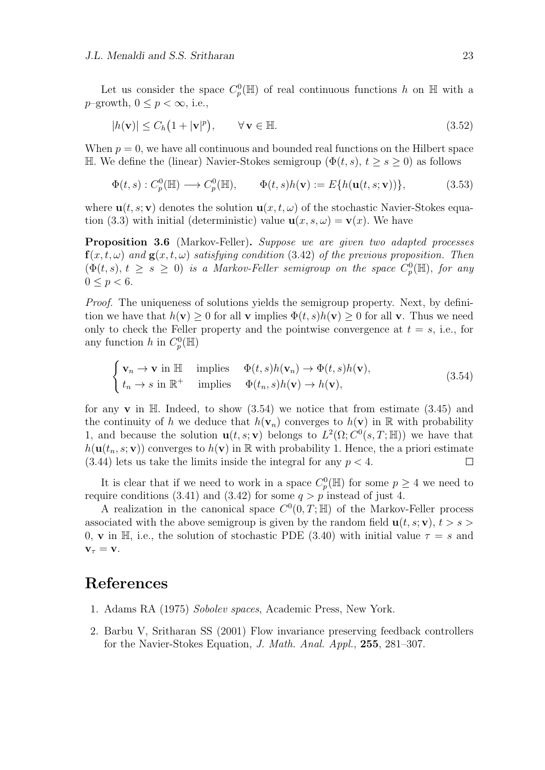Let us consider the space $C_p^0(\mathbb{H})$ of real continuous functions $h$ on $\mathbb{H}$ with a $p$–growth, $0 \leq p < \infty$, i.e.,

$$|h(\mathbf{v})| \leq C_h\big(1 + |\mathbf{v}|^p\big), \qquad \forall\, \mathbf{v} \in \mathbb{H}. \tag{3.52}$$

When $p = 0$, we have all continuous and bounded real functions on the Hilbert space $\mathbb{H}$. We define the (linear) Navier-Stokes semigroup $(\Phi(t,s),\ t \geq s \geq 0)$ as follows

$$\Phi(t,s) : C_p^0(\mathbb{H}) \longrightarrow C_p^0(\mathbb{H}), \qquad \Phi(t,s)h(\mathbf{v}) := E\{h(\mathbf{u}(t,s;\mathbf{v}))\}, \tag{3.53}$$

where $\mathbf{u}(t,s;\mathbf{v})$ denotes the solution $\mathbf{u}(x,t,\omega)$ of the stochastic Navier-Stokes equation (3.3) with initial (deterministic) value $\mathbf{u}(x,s,\omega) = \mathbf{v}(x)$. We have

**Proposition 3.6** (Markov-Feller)**.** *Suppose we are given two adapted processes $\mathbf{f}(x,t,\omega)$ and $\mathbf{g}(x,t,\omega)$ satisfying condition* (3.42) *of the previous proposition. Then $(\Phi(t,s),\ t \geq s \geq 0)$ is a Markov-Feller semigroup on the space $C_p^0(\mathbb{H})$, for any $0 \leq p < 6$.*

*Proof*. The uniqueness of solutions yields the semigroup property. Next, by definition we have that $h(\mathbf{v}) \geq 0$ for all $\mathbf{v}$ implies $\Phi(t,s)h(\mathbf{v}) \geq 0$ for all $\mathbf{v}$. Thus we need only to check the Feller property and the pointwise convergence at $t = s$, i.e., for any function $h$ in $C_p^0(\mathbb{H})$

$$\begin{cases} \mathbf{v}_n \to \mathbf{v} \text{ in } \mathbb{H} \quad \text{implies} \quad \Phi(t,s)h(\mathbf{v}_n) \to \Phi(t,s)h(\mathbf{v}), \\ t_n \to s \text{ in } \mathbb{R}^+ \quad \text{implies} \quad \Phi(t_n,s)h(\mathbf{v}) \to h(\mathbf{v}), \end{cases} \tag{3.54}$$

for any $\mathbf{v}$ in $\mathbb{H}$. Indeed, to show (3.54) we notice that from estimate (3.45) and the continuity of $h$ we deduce that $h(\mathbf{v}_n)$ converges to $h(\mathbf{v})$ in $\mathbb{R}$ with probability 1, and because the solution $\mathbf{u}(t,s;\mathbf{v})$ belongs to $L^2(\Omega; C^0(s,T;\mathbb{H}))$ we have that $h(\mathbf{u}(t_n,s;\mathbf{v}))$ converges to $h(\mathbf{v})$ in $\mathbb{R}$ with probability 1. Hence, the a priori estimate (3.44) lets us take the limits inside the integral for any $p < 4$. $\square$

It is clear that if we need to work in a space $C_p^0(\mathbb{H})$ for some $p \geq 4$ we need to require conditions (3.41) and (3.42) for some $q > p$ instead of just 4.

A realization in the canonical space $C^0(0,T;\mathbb{H})$ of the Markov-Feller process associated with the above semigroup is given by the random field $\mathbf{u}(t,s;\mathbf{v})$, $t > s > 0$, $\mathbf{v}$ in $\mathbb{H}$, i.e., the solution of stochastic PDE (3.40) with initial value $\tau = s$ and $\mathbf{v}_\tau = \mathbf{v}$.

# References

1. Adams RA (1975) *Sobolev spaces*, Academic Press, New York.
2. Barbu V, Sritharan SS (2001) Flow invariance preserving feedback controllers for the Navier-Stokes Equation, *J. Math. Anal. Appl.*, **255**, 281–307.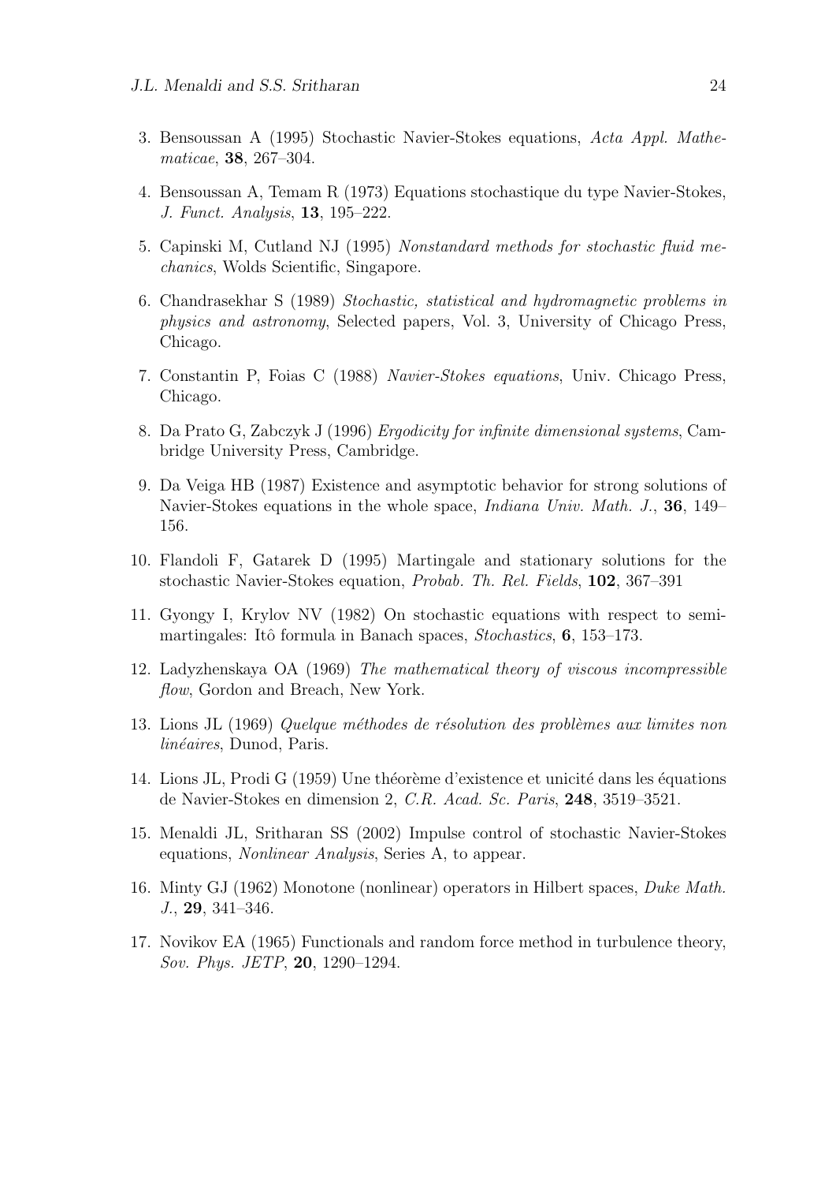3. Bensoussan A (1995) Stochastic Navier-Stokes equations, *Acta Appl. Mathematicae*, **38**, 267–304.

4. Bensoussan A, Temam R (1973) Equations stochastique du type Navier-Stokes, *J. Funct. Analysis*, **13**, 195–222.

5. Capinski M, Cutland NJ (1995) *Nonstandard methods for stochastic fluid mechanics*, Wolds Scientific, Singapore.

6. Chandrasekhar S (1989) *Stochastic, statistical and hydromagnetic problems in physics and astronomy*, Selected papers, Vol. 3, University of Chicago Press, Chicago.

7. Constantin P, Foias C (1988) *Navier-Stokes equations*, Univ. Chicago Press, Chicago.

8. Da Prato G, Zabczyk J (1996) *Ergodicity for infinite dimensional systems*, Cambridge University Press, Cambridge.

9. Da Veiga HB (1987) Existence and asymptotic behavior for strong solutions of Navier-Stokes equations in the whole space, *Indiana Univ. Math. J.*, **36**, 149–156.

10. Flandoli F, Gatarek D (1995) Martingale and stationary solutions for the stochastic Navier-Stokes equation, *Probab. Th. Rel. Fields*, **102**, 367–391

11. Gyongy I, Krylov NV (1982) On stochastic equations with respect to semimartingales: Itô formula in Banach spaces, *Stochastics*, **6**, 153–173.

12. Ladyzhenskaya OA (1969) *The mathematical theory of viscous incompressible flow*, Gordon and Breach, New York.

13. Lions JL (1969) *Quelque méthodes de résolution des problèmes aux limites non linéaires*, Dunod, Paris.

14. Lions JL, Prodi G (1959) Une théorème d'existence et unicité dans les équations de Navier-Stokes en dimension 2, *C.R. Acad. Sc. Paris*, **248**, 3519–3521.

15. Menaldi JL, Sritharan SS (2002) Impulse control of stochastic Navier-Stokes equations, *Nonlinear Analysis*, Series A, to appear.

16. Minty GJ (1962) Monotone (nonlinear) operators in Hilbert spaces, *Duke Math. J.*, **29**, 341–346.

17. Novikov EA (1965) Functionals and random force method in turbulence theory, *Sov. Phys. JETP*, **20**, 1290–1294.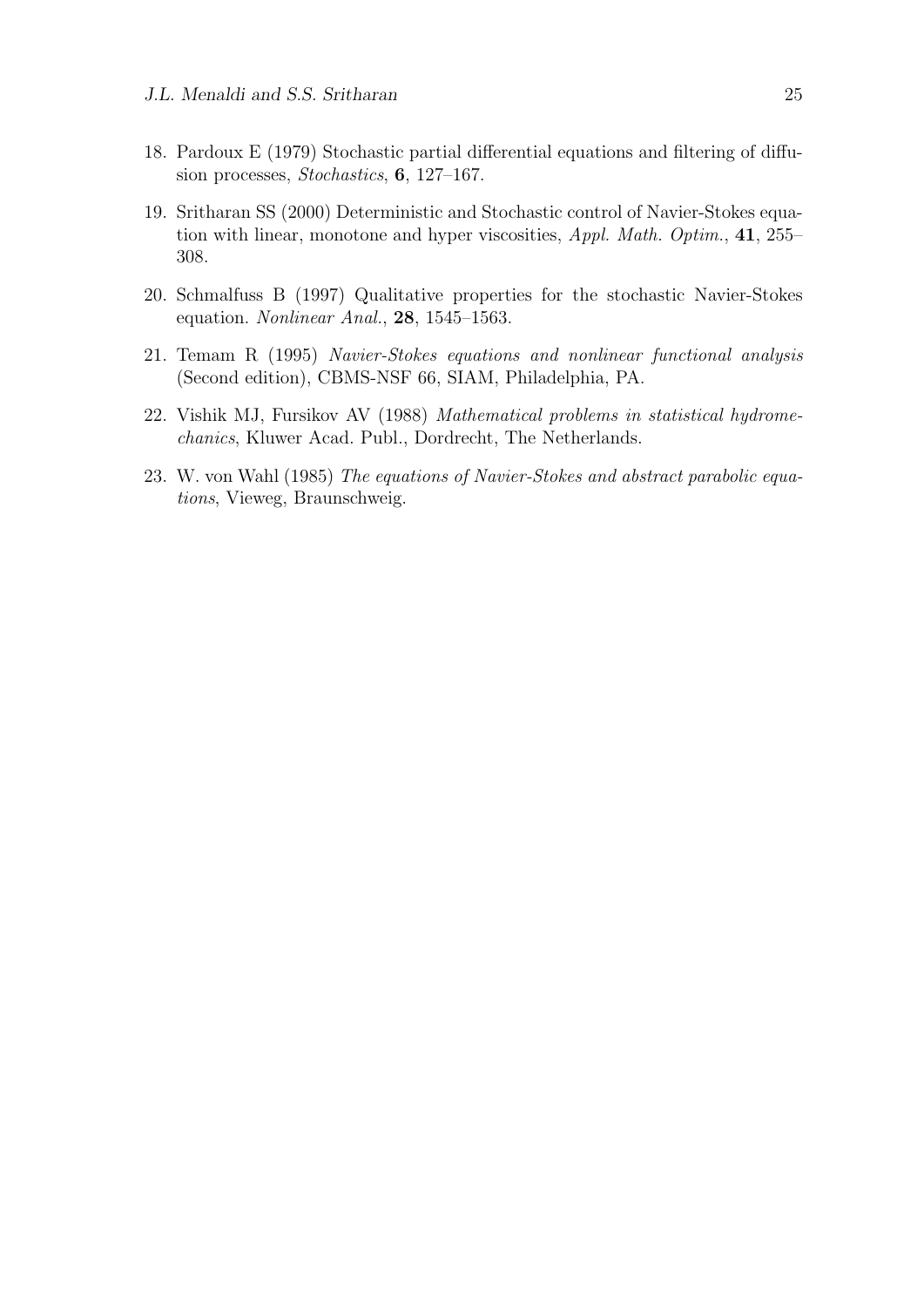18. Pardoux E (1979) Stochastic partial differential equations and filtering of diffusion processes, *Stochastics*, **6**, 127–167.

19. Sritharan SS (2000) Deterministic and Stochastic control of Navier-Stokes equation with linear, monotone and hyper viscosities, *Appl. Math. Optim.*, **41**, 255–308.

20. Schmalfuss B (1997) Qualitative properties for the stochastic Navier-Stokes equation. *Nonlinear Anal.*, **28**, 1545–1563.

21. Temam R (1995) *Navier-Stokes equations and nonlinear functional analysis* (Second edition), CBMS-NSF 66, SIAM, Philadelphia, PA.

22. Vishik MJ, Fursikov AV (1988) *Mathematical problems in statistical hydromechanics*, Kluwer Acad. Publ., Dordrecht, The Netherlands.

23. W. von Wahl (1985) *The equations of Navier-Stokes and abstract parabolic equations*, Vieweg, Braunschweig.